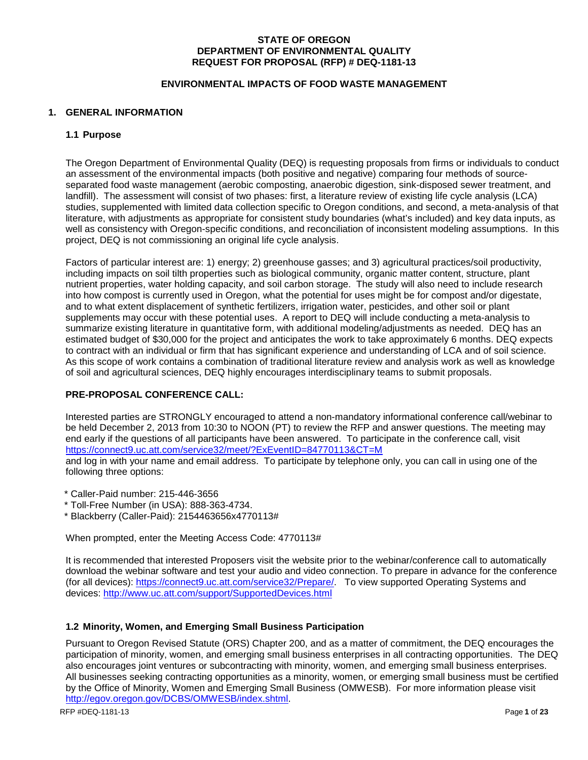**STATE OF OREGON**
**DEPARTMENT OF ENVIRONMENTAL QUALITY**
**REQUEST FOR PROPOSAL (RFP) # DEQ-1181-13**

**ENVIRONMENTAL IMPACTS OF FOOD WASTE MANAGEMENT**

# 1. GENERAL INFORMATION

## 1.1 Purpose

The Oregon Department of Environmental Quality (DEQ) is requesting proposals from firms or individuals to conduct an assessment of the environmental impacts (both positive and negative) comparing four methods of source-separated food waste management (aerobic composting, anaerobic digestion, sink-disposed sewer treatment, and landfill). The assessment will consist of two phases: first, a literature review of existing life cycle analysis (LCA) studies, supplemented with limited data collection specific to Oregon conditions, and second, a meta-analysis of that literature, with adjustments as appropriate for consistent study boundaries (what's included) and key data inputs, as well as consistency with Oregon-specific conditions, and reconciliation of inconsistent modeling assumptions. In this project, DEQ is not commissioning an original life cycle analysis.

Factors of particular interest are: 1) energy; 2) greenhouse gasses; and 3) agricultural practices/soil productivity, including impacts on soil tilth properties such as biological community, organic matter content, structure, plant nutrient properties, water holding capacity, and soil carbon storage. The study will also need to include research into how compost is currently used in Oregon, what the potential for uses might be for compost and/or digestate, and to what extent displacement of synthetic fertilizers, irrigation water, pesticides, and other soil or plant supplements may occur with these potential uses. A report to DEQ will include conducting a meta-analysis to summarize existing literature in quantitative form, with additional modeling/adjustments as needed. DEQ has an estimated budget of $30,000 for the project and anticipates the work to take approximately 6 months. DEQ expects to contract with an individual or firm that has significant experience and understanding of LCA and of soil science. As this scope of work contains a combination of traditional literature review and analysis work as well as knowledge of soil and agricultural sciences, DEQ highly encourages interdisciplinary teams to submit proposals.

**PRE-PROPOSAL CONFERENCE CALL:**

Interested parties are STRONGLY encouraged to attend a non-mandatory informational conference call/webinar to be held December 2, 2013 from 10:30 to NOON (PT) to review the RFP and answer questions. The meeting may end early if the questions of all participants have been answered. To participate in the conference call, visit https://connect9.uc.att.com/service32/meet/?ExEventID=84770113&CT=M
and log in with your name and email address. To participate by telephone only, you can call in using one of the following three options:

* Caller-Paid number: 215-446-3656
* Toll-Free Number (in USA): 888-363-4734.
* Blackberry (Caller-Paid): 2154463656x4770113#

When prompted, enter the Meeting Access Code: 4770113#

It is recommended that interested Proposers visit the website prior to the webinar/conference call to automatically download the webinar software and test your audio and video connection. To prepare in advance for the conference (for all devices): https://connect9.uc.att.com/service32/Prepare/. To view supported Operating Systems and devices: http://www.uc.att.com/support/SupportedDevices.html

## 1.2 Minority, Women, and Emerging Small Business Participation

Pursuant to Oregon Revised Statute (ORS) Chapter 200, and as a matter of commitment, the DEQ encourages the participation of minority, women, and emerging small business enterprises in all contracting opportunities. The DEQ also encourages joint ventures or subcontracting with minority, women, and emerging small business enterprises. All businesses seeking contracting opportunities as a minority, women, or emerging small business must be certified by the Office of Minority, Women and Emerging Small Business (OMWESB). For more information please visit http://egov.oregon.gov/DCBS/OMWESB/index.shtml.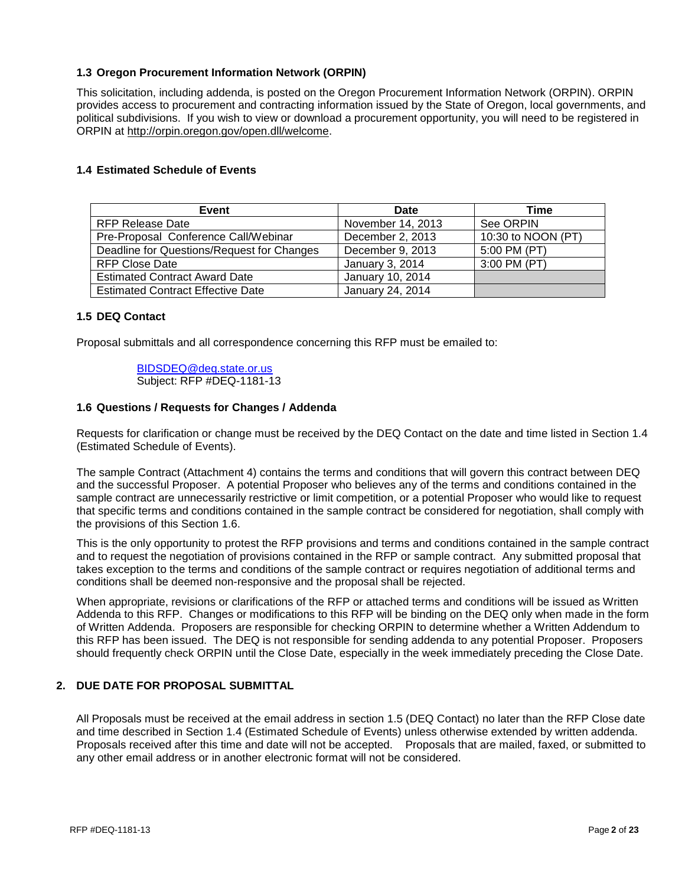### 1.3 Oregon Procurement Information Network (ORPIN)

This solicitation, including addenda, is posted on the Oregon Procurement Information Network (ORPIN). ORPIN provides access to procurement and contracting information issued by the State of Oregon, local governments, and political subdivisions. If you wish to view or download a procurement opportunity, you will need to be registered in ORPIN at http://orpin.oregon.gov/open.dll/welcome.

### 1.4 Estimated Schedule of Events

| Event | Date | Time |
|---|---|---|
| RFP Release Date | November 14, 2013 | See ORPIN |
| Pre-Proposal Conference Call/Webinar | December 2, 2013 | 10:30 to NOON (PT) |
| Deadline for Questions/Request for Changes | December 9, 2013 | 5:00 PM (PT) |
| RFP Close Date | January 3, 2014 | 3:00 PM (PT) |
| Estimated Contract Award Date | January 10, 2014 | |
| Estimated Contract Effective Date | January 24, 2014 | |

### 1.5 DEQ Contact

Proposal submittals and all correspondence concerning this RFP must be emailed to:

> BIDSDEQ@deq.state.or.us
> Subject: RFP #DEQ-1181-13

### 1.6 Questions / Requests for Changes / Addenda

Requests for clarification or change must be received by the DEQ Contact on the date and time listed in Section 1.4 (Estimated Schedule of Events).

The sample Contract (Attachment 4) contains the terms and conditions that will govern this contract between DEQ and the successful Proposer. A potential Proposer who believes any of the terms and conditions contained in the sample contract are unnecessarily restrictive or limit competition, or a potential Proposer who would like to request that specific terms and conditions contained in the sample contract be considered for negotiation, shall comply with the provisions of this Section 1.6.

This is the only opportunity to protest the RFP provisions and terms and conditions contained in the sample contract and to request the negotiation of provisions contained in the RFP or sample contract. Any submitted proposal that takes exception to the terms and conditions of the sample contract or requires negotiation of additional terms and conditions shall be deemed non-responsive and the proposal shall be rejected.

When appropriate, revisions or clarifications of the RFP or attached terms and conditions will be issued as Written Addenda to this RFP. Changes or modifications to this RFP will be binding on the DEQ only when made in the form of Written Addenda. Proposers are responsible for checking ORPIN to determine whether a Written Addendum to this RFP has been issued. The DEQ is not responsible for sending addenda to any potential Proposer. Proposers should frequently check ORPIN until the Close Date, especially in the week immediately preceding the Close Date.

## 2. DUE DATE FOR PROPOSAL SUBMITTAL

All Proposals must be received at the email address in section 1.5 (DEQ Contact) no later than the RFP Close date and time described in Section 1.4 (Estimated Schedule of Events) unless otherwise extended by written addenda. Proposals received after this time and date will not be accepted. Proposals that are mailed, faxed, or submitted to any other email address or in another electronic format will not be considered.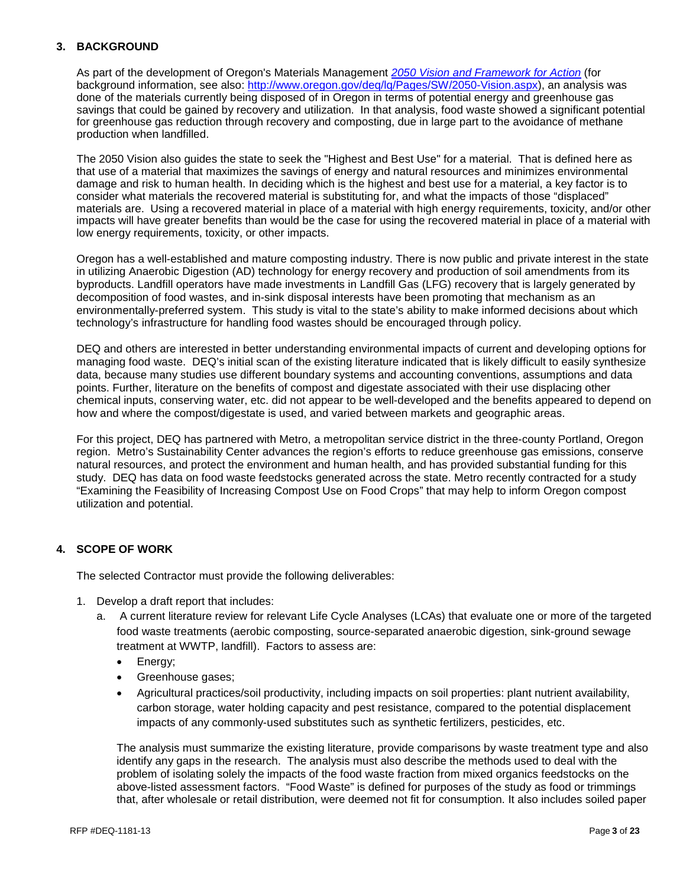## 3. BACKGROUND

As part of the development of Oregon's Materials Management *2050 Vision and Framework for Action* (for background information, see also: http://www.oregon.gov/deq/lq/Pages/SW/2050-Vision.aspx), an analysis was done of the materials currently being disposed of in Oregon in terms of potential energy and greenhouse gas savings that could be gained by recovery and utilization. In that analysis, food waste showed a significant potential for greenhouse gas reduction through recovery and composting, due in large part to the avoidance of methane production when landfilled.

The 2050 Vision also guides the state to seek the "Highest and Best Use" for a material. That is defined here as that use of a material that maximizes the savings of energy and natural resources and minimizes environmental damage and risk to human health. In deciding which is the highest and best use for a material, a key factor is to consider what materials the recovered material is substituting for, and what the impacts of those "displaced" materials are. Using a recovered material in place of a material with high energy requirements, toxicity, and/or other impacts will have greater benefits than would be the case for using the recovered material in place of a material with low energy requirements, toxicity, or other impacts.

Oregon has a well-established and mature composting industry. There is now public and private interest in the state in utilizing Anaerobic Digestion (AD) technology for energy recovery and production of soil amendments from its byproducts. Landfill operators have made investments in Landfill Gas (LFG) recovery that is largely generated by decomposition of food wastes, and in-sink disposal interests have been promoting that mechanism as an environmentally-preferred system. This study is vital to the state's ability to make informed decisions about which technology's infrastructure for handling food wastes should be encouraged through policy.

DEQ and others are interested in better understanding environmental impacts of current and developing options for managing food waste. DEQ's initial scan of the existing literature indicated that is likely difficult to easily synthesize data, because many studies use different boundary systems and accounting conventions, assumptions and data points. Further, literature on the benefits of compost and digestate associated with their use displacing other chemical inputs, conserving water, etc. did not appear to be well-developed and the benefits appeared to depend on how and where the compost/digestate is used, and varied between markets and geographic areas.

For this project, DEQ has partnered with Metro, a metropolitan service district in the three-county Portland, Oregon region. Metro's Sustainability Center advances the region's efforts to reduce greenhouse gas emissions, conserve natural resources, and protect the environment and human health, and has provided substantial funding for this study. DEQ has data on food waste feedstocks generated across the state. Metro recently contracted for a study "Examining the Feasibility of Increasing Compost Use on Food Crops" that may help to inform Oregon compost utilization and potential.

## 4. SCOPE OF WORK

The selected Contractor must provide the following deliverables:

1. Develop a draft report that includes:
   a. A current literature review for relevant Life Cycle Analyses (LCAs) that evaluate one or more of the targeted food waste treatments (aerobic composting, source-separated anaerobic digestion, sink-ground sewage treatment at WWTP, landfill). Factors to assess are:
      - Energy;
      - Greenhouse gases;
      - Agricultural practices/soil productivity, including impacts on soil properties: plant nutrient availability, carbon storage, water holding capacity and pest resistance, compared to the potential displacement impacts of any commonly-used substitutes such as synthetic fertilizers, pesticides, etc.

      The analysis must summarize the existing literature, provide comparisons by waste treatment type and also identify any gaps in the research. The analysis must also describe the methods used to deal with the problem of isolating solely the impacts of the food waste fraction from mixed organics feedstocks on the above-listed assessment factors. "Food Waste" is defined for purposes of the study as food or trimmings that, after wholesale or retail distribution, were deemed not fit for consumption. It also includes soiled paper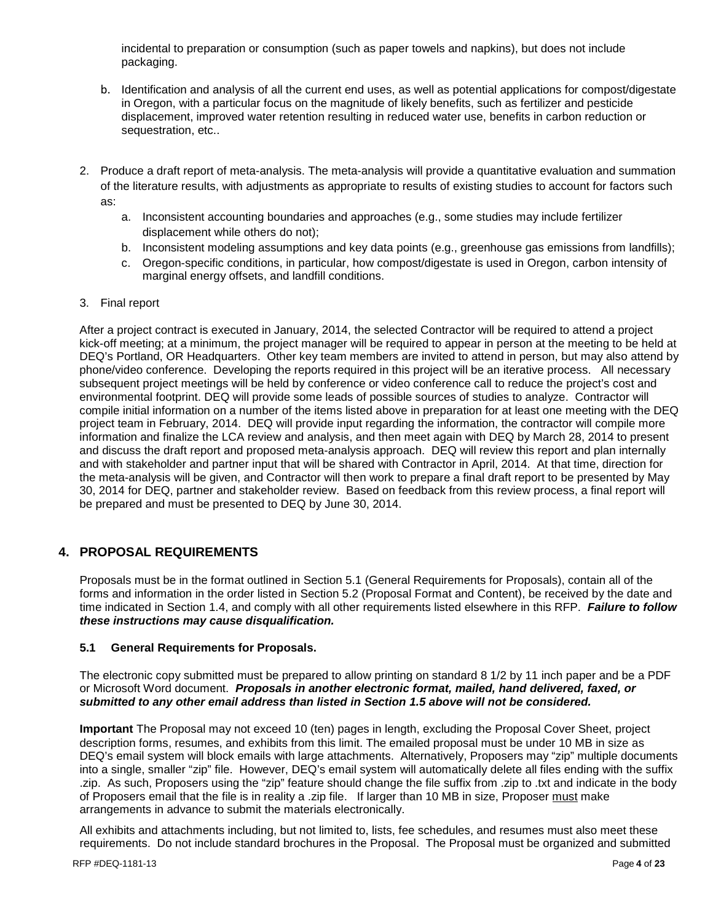incidental to preparation or consumption (such as paper towels and napkins), but does not include packaging.

   b. Identification and analysis of all the current end uses, as well as potential applications for compost/digestate in Oregon, with a particular focus on the magnitude of likely benefits, such as fertilizer and pesticide displacement, improved water retention resulting in reduced water use, benefits in carbon reduction or sequestration, etc..

2. Produce a draft report of meta-analysis. The meta-analysis will provide a quantitative evaluation and summation of the literature results, with adjustments as appropriate to results of existing studies to account for factors such as:
   a. Inconsistent accounting boundaries and approaches (e.g., some studies may include fertilizer displacement while others do not);
   b. Inconsistent modeling assumptions and key data points (e.g., greenhouse gas emissions from landfills);
   c. Oregon-specific conditions, in particular, how compost/digestate is used in Oregon, carbon intensity of marginal energy offsets, and landfill conditions.

3. Final report

After a project contract is executed in January, 2014, the selected Contractor will be required to attend a project kick-off meeting; at a minimum, the project manager will be required to appear in person at the meeting to be held at DEQ's Portland, OR Headquarters. Other key team members are invited to attend in person, but may also attend by phone/video conference. Developing the reports required in this project will be an iterative process. All necessary subsequent project meetings will be held by conference or video conference call to reduce the project's cost and environmental footprint. DEQ will provide some leads of possible sources of studies to analyze. Contractor will compile initial information on a number of the items listed above in preparation for at least one meeting with the DEQ project team in February, 2014. DEQ will provide input regarding the information, the contractor will compile more information and finalize the LCA review and analysis, and then meet again with DEQ by March 28, 2014 to present and discuss the draft report and proposed meta-analysis approach. DEQ will review this report and plan internally and with stakeholder and partner input that will be shared with Contractor in April, 2014. At that time, direction for the meta-analysis will be given, and Contractor will then work to prepare a final draft report to be presented by May 30, 2014 for DEQ, partner and stakeholder review. Based on feedback from this review process, a final report will be prepared and must be presented to DEQ by June 30, 2014.

## 4. PROPOSAL REQUIREMENTS

Proposals must be in the format outlined in Section 5.1 (General Requirements for Proposals), contain all of the forms and information in the order listed in Section 5.2 (Proposal Format and Content), be received by the date and time indicated in Section 1.4, and comply with all other requirements listed elsewhere in this RFP. ***Failure to follow these instructions may cause disqualification.***

### 5.1 General Requirements for Proposals.

The electronic copy submitted must be prepared to allow printing on standard 8 1/2 by 11 inch paper and be a PDF or Microsoft Word document. ***Proposals in another electronic format, mailed, hand delivered, faxed, or submitted to any other email address than listed in Section 1.5 above will not be considered.***

**Important** The Proposal may not exceed 10 (ten) pages in length, excluding the Proposal Cover Sheet, project description forms, resumes, and exhibits from this limit. The emailed proposal must be under 10 MB in size as DEQ's email system will block emails with large attachments. Alternatively, Proposers may "zip" multiple documents into a single, smaller "zip" file. However, DEQ's email system will automatically delete all files ending with the suffix .zip. As such, Proposers using the "zip" feature should change the file suffix from .zip to .txt and indicate in the body of Proposers email that the file is in reality a .zip file. If larger than 10 MB in size, Proposer <u>must</u> make arrangements in advance to submit the materials electronically.

All exhibits and attachments including, but not limited to, lists, fee schedules, and resumes must also meet these requirements. Do not include standard brochures in the Proposal. The Proposal must be organized and submitted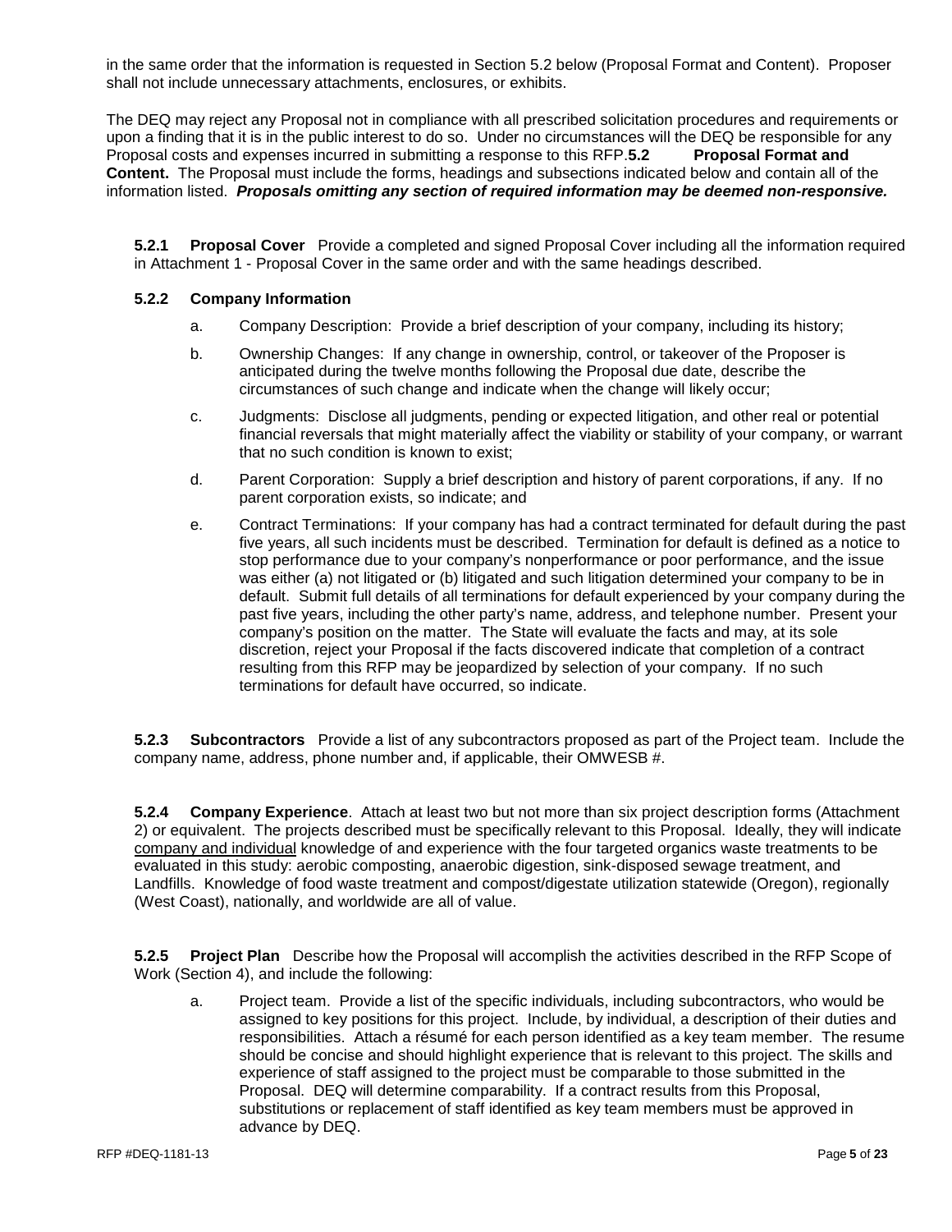in the same order that the information is requested in Section 5.2 below (Proposal Format and Content). Proposer shall not include unnecessary attachments, enclosures, or exhibits.

The DEQ may reject any Proposal not in compliance with all prescribed solicitation procedures and requirements or upon a finding that it is in the public interest to do so. Under no circumstances will the DEQ be responsible for any Proposal costs and expenses incurred in submitting a response to this RFP.**5.2 Proposal Format and Content.** The Proposal must include the forms, headings and subsections indicated below and contain all of the information listed. ***Proposals omitting any section of required information may be deemed non-responsive.***

**5.2.1 Proposal Cover** Provide a completed and signed Proposal Cover including all the information required in Attachment 1 - Proposal Cover in the same order and with the same headings described.

**5.2.2 Company Information**

a. Company Description: Provide a brief description of your company, including its history;

b. Ownership Changes: If any change in ownership, control, or takeover of the Proposer is anticipated during the twelve months following the Proposal due date, describe the circumstances of such change and indicate when the change will likely occur;

c. Judgments: Disclose all judgments, pending or expected litigation, and other real or potential financial reversals that might materially affect the viability or stability of your company, or warrant that no such condition is known to exist;

d. Parent Corporation: Supply a brief description and history of parent corporations, if any. If no parent corporation exists, so indicate; and

e. Contract Terminations: If your company has had a contract terminated for default during the past five years, all such incidents must be described. Termination for default is defined as a notice to stop performance due to your company's nonperformance or poor performance, and the issue was either (a) not litigated or (b) litigated and such litigation determined your company to be in default. Submit full details of all terminations for default experienced by your company during the past five years, including the other party's name, address, and telephone number. Present your company's position on the matter. The State will evaluate the facts and may, at its sole discretion, reject your Proposal if the facts discovered indicate that completion of a contract resulting from this RFP may be jeopardized by selection of your company. If no such terminations for default have occurred, so indicate.

**5.2.3 Subcontractors** Provide a list of any subcontractors proposed as part of the Project team. Include the company name, address, phone number and, if applicable, their OMWESB #.

**5.2.4 Company Experience**. Attach at least two but not more than six project description forms (Attachment 2) or equivalent. The projects described must be specifically relevant to this Proposal. Ideally, they will indicate company and individual knowledge of and experience with the four targeted organics waste treatments to be evaluated in this study: aerobic composting, anaerobic digestion, sink-disposed sewage treatment, and Landfills. Knowledge of food waste treatment and compost/digestate utilization statewide (Oregon), regionally (West Coast), nationally, and worldwide are all of value.

**5.2.5 Project Plan** Describe how the Proposal will accomplish the activities described in the RFP Scope of Work (Section 4), and include the following:

a. Project team. Provide a list of the specific individuals, including subcontractors, who would be assigned to key positions for this project. Include, by individual, a description of their duties and responsibilities. Attach a résumé for each person identified as a key team member. The resume should be concise and should highlight experience that is relevant to this project. The skills and experience of staff assigned to the project must be comparable to those submitted in the Proposal. DEQ will determine comparability. If a contract results from this Proposal, substitutions or replacement of staff identified as key team members must be approved in advance by DEQ.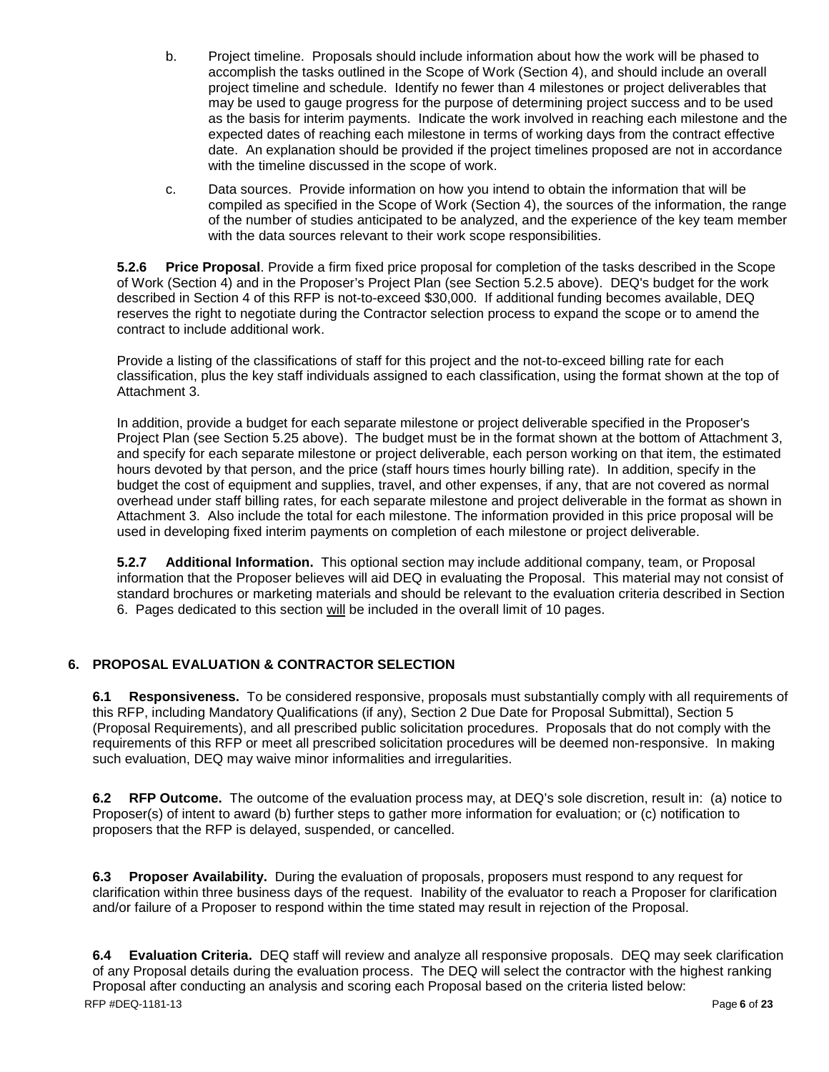b. Project timeline. Proposals should include information about how the work will be phased to accomplish the tasks outlined in the Scope of Work (Section 4), and should include an overall project timeline and schedule. Identify no fewer than 4 milestones or project deliverables that may be used to gauge progress for the purpose of determining project success and to be used as the basis for interim payments. Indicate the work involved in reaching each milestone and the expected dates of reaching each milestone in terms of working days from the contract effective date. An explanation should be provided if the project timelines proposed are not in accordance with the timeline discussed in the scope of work.

c. Data sources. Provide information on how you intend to obtain the information that will be compiled as specified in the Scope of Work (Section 4), the sources of the information, the range of the number of studies anticipated to be analyzed, and the experience of the key team member with the data sources relevant to their work scope responsibilities.

**5.2.6 Price Proposal**. Provide a firm fixed price proposal for completion of the tasks described in the Scope of Work (Section 4) and in the Proposer's Project Plan (see Section 5.2.5 above). DEQ's budget for the work described in Section 4 of this RFP is not-to-exceed $30,000. If additional funding becomes available, DEQ reserves the right to negotiate during the Contractor selection process to expand the scope or to amend the contract to include additional work.

Provide a listing of the classifications of staff for this project and the not-to-exceed billing rate for each classification, plus the key staff individuals assigned to each classification, using the format shown at the top of Attachment 3.

In addition, provide a budget for each separate milestone or project deliverable specified in the Proposer's Project Plan (see Section 5.25 above). The budget must be in the format shown at the bottom of Attachment 3, and specify for each separate milestone or project deliverable, each person working on that item, the estimated hours devoted by that person, and the price (staff hours times hourly billing rate). In addition, specify in the budget the cost of equipment and supplies, travel, and other expenses, if any, that are not covered as normal overhead under staff billing rates, for each separate milestone and project deliverable in the format as shown in Attachment 3. Also include the total for each milestone. The information provided in this price proposal will be used in developing fixed interim payments on completion of each milestone or project deliverable.

**5.2.7 Additional Information.** This optional section may include additional company, team, or Proposal information that the Proposer believes will aid DEQ in evaluating the Proposal. This material may not consist of standard brochures or marketing materials and should be relevant to the evaluation criteria described in Section 6. Pages dedicated to this section <u>will</u> be included in the overall limit of 10 pages.

## 6. PROPOSAL EVALUATION & CONTRACTOR SELECTION

**6.1 Responsiveness.** To be considered responsive, proposals must substantially comply with all requirements of this RFP, including Mandatory Qualifications (if any), Section 2 Due Date for Proposal Submittal), Section 5 (Proposal Requirements), and all prescribed public solicitation procedures. Proposals that do not comply with the requirements of this RFP or meet all prescribed solicitation procedures will be deemed non-responsive. In making such evaluation, DEQ may waive minor informalities and irregularities.

**6.2 RFP Outcome.** The outcome of the evaluation process may, at DEQ's sole discretion, result in: (a) notice to Proposer(s) of intent to award (b) further steps to gather more information for evaluation; or (c) notification to proposers that the RFP is delayed, suspended, or cancelled.

**6.3 Proposer Availability.** During the evaluation of proposals, proposers must respond to any request for clarification within three business days of the request. Inability of the evaluator to reach a Proposer for clarification and/or failure of a Proposer to respond within the time stated may result in rejection of the Proposal.

**6.4 Evaluation Criteria.** DEQ staff will review and analyze all responsive proposals. DEQ may seek clarification of any Proposal details during the evaluation process. The DEQ will select the contractor with the highest ranking Proposal after conducting an analysis and scoring each Proposal based on the criteria listed below: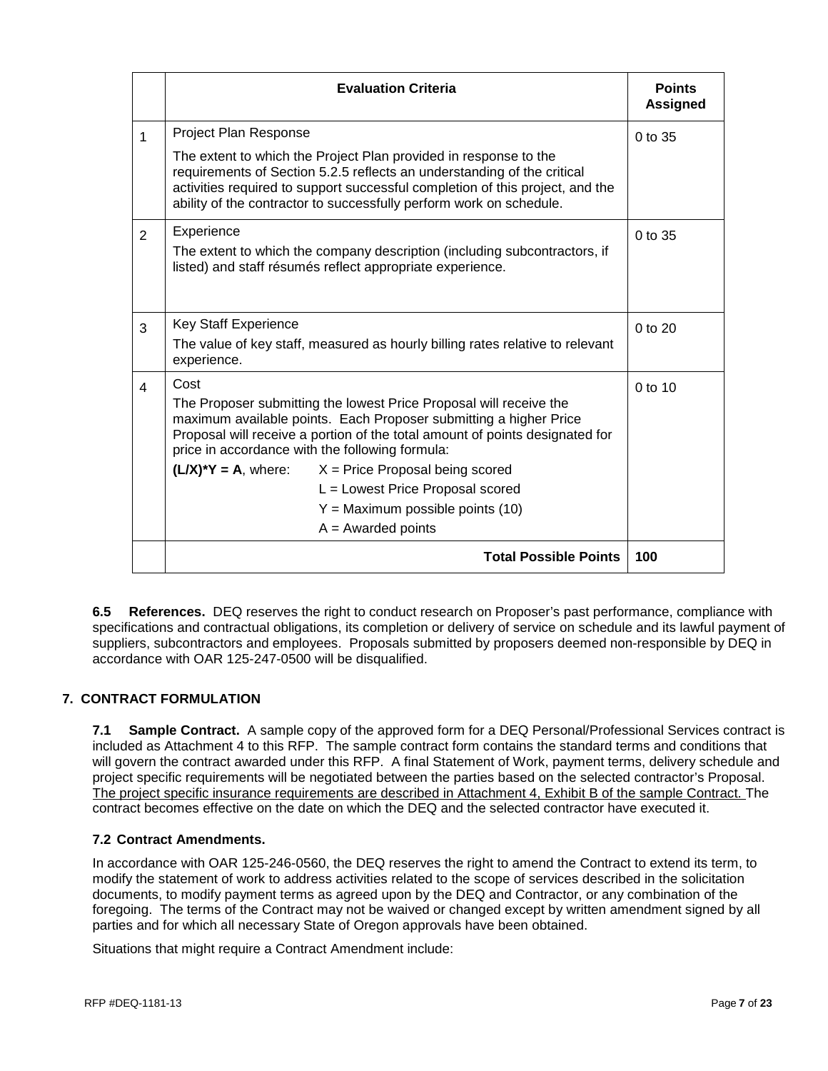| | Evaluation Criteria | Points Assigned |
|---|---|---|
| 1 | Project Plan Response<br><br>The extent to which the Project Plan provided in response to the requirements of Section 5.2.5 reflects an understanding of the critical activities required to support successful completion of this project, and the ability of the contractor to successfully perform work on schedule. | 0 to 35 |
| 2 | Experience<br><br>The extent to which the company description (including subcontractors, if listed) and staff résumés reflect appropriate experience. | 0 to 35 |
| 3 | Key Staff Experience<br><br>The value of key staff, measured as hourly billing rates relative to relevant experience. | 0 to 20 |
| 4 | Cost<br><br>The Proposer submitting the lowest Price Proposal will receive the maximum available points. Each Proposer submitting a higher Price Proposal will receive a portion of the total amount of points designated for price in accordance with the following formula:<br><br>**$(L/X)*Y = A$**, where: X = Price Proposal being scored<br>L = Lowest Price Proposal scored<br>Y = Maximum possible points (10)<br>A = Awarded points | 0 to 10 |
| | **Total Possible Points** | **100** |

**6.5 References.** DEQ reserves the right to conduct research on Proposer's past performance, compliance with specifications and contractual obligations, its completion or delivery of service on schedule and its lawful payment of suppliers, subcontractors and employees. Proposals submitted by proposers deemed non-responsible by DEQ in accordance with OAR 125-247-0500 will be disqualified.

## 7. CONTRACT FORMULATION

**7.1 Sample Contract.** A sample copy of the approved form for a DEQ Personal/Professional Services contract is included as Attachment 4 to this RFP. The sample contract form contains the standard terms and conditions that will govern the contract awarded under this RFP. A final Statement of Work, payment terms, delivery schedule and project specific requirements will be negotiated between the parties based on the selected contractor's Proposal. The project specific insurance requirements are described in Attachment 4, Exhibit B of the sample Contract. The contract becomes effective on the date on which the DEQ and the selected contractor have executed it.

**7.2 Contract Amendments.**

In accordance with OAR 125-246-0560, the DEQ reserves the right to amend the Contract to extend its term, to modify the statement of work to address activities related to the scope of services described in the solicitation documents, to modify payment terms as agreed upon by the DEQ and Contractor, or any combination of the foregoing. The terms of the Contract may not be waived or changed except by written amendment signed by all parties and for which all necessary State of Oregon approvals have been obtained.

Situations that might require a Contract Amendment include: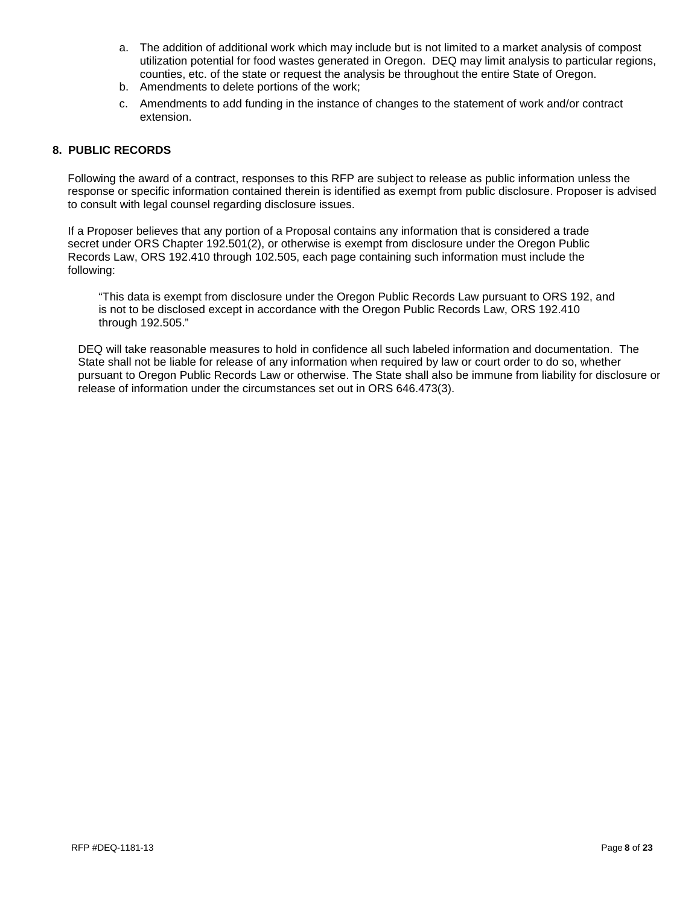a. The addition of additional work which may include but is not limited to a market analysis of compost utilization potential for food wastes generated in Oregon. DEQ may limit analysis to particular regions, counties, etc. of the state or request the analysis be throughout the entire State of Oregon.
b. Amendments to delete portions of the work;
c. Amendments to add funding in the instance of changes to the statement of work and/or contract extension.

## 8. PUBLIC RECORDS

Following the award of a contract, responses to this RFP are subject to release as public information unless the response or specific information contained therein is identified as exempt from public disclosure. Proposer is advised to consult with legal counsel regarding disclosure issues.

If a Proposer believes that any portion of a Proposal contains any information that is considered a trade secret under ORS Chapter 192.501(2), or otherwise is exempt from disclosure under the Oregon Public Records Law, ORS 192.410 through 102.505, each page containing such information must include the following:

> "This data is exempt from disclosure under the Oregon Public Records Law pursuant to ORS 192, and is not to be disclosed except in accordance with the Oregon Public Records Law, ORS 192.410 through 192.505."

DEQ will take reasonable measures to hold in confidence all such labeled information and documentation. The State shall not be liable for release of any information when required by law or court order to do so, whether pursuant to Oregon Public Records Law or otherwise. The State shall also be immune from liability for disclosure or release of information under the circumstances set out in ORS 646.473(3).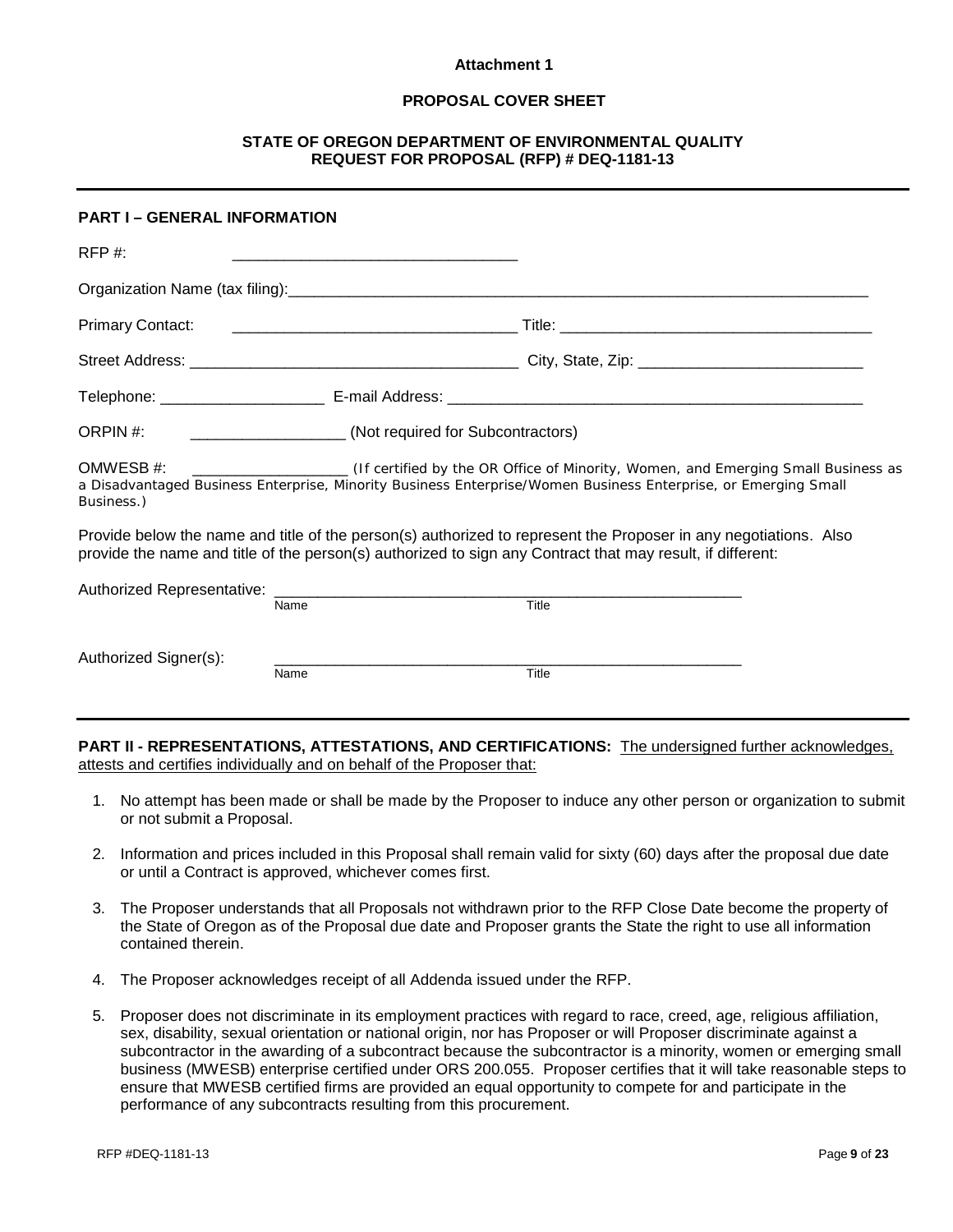**Attachment 1**

**PROPOSAL COVER SHEET**

**STATE OF OREGON DEPARTMENT OF ENVIRONMENTAL QUALITY**
**REQUEST FOR PROPOSAL (RFP) # DEQ-1181-13**

---

**PART I – GENERAL INFORMATION**

RFP #: ________________________________

Organization Name (tax filing):_________________________________________________________________

Primary Contact: ________________________________ Title: ___________________________________

Street Address: _____________________________________ City, State, Zip: _________________________

Telephone: ___________________ E-mail Address: _______________________________________________

ORPIN #: __________________ (Not required for Subcontractors)

OMWESB #: ___________________ (If certified by the OR Office of Minority, Women, and Emerging Small Business as a Disadvantaged Business Enterprise, Minority Business Enterprise/Women Business Enterprise, or Emerging Small Business.)

Provide below the name and title of the person(s) authorized to represent the Proposer in any negotiations. Also provide the name and title of the person(s) authorized to sign any Contract that may result, if different:

Authorized Representative: ________________________________________________________
Name Title

Authorized Signer(s): ________________________________________________________
Name Title

---

**PART II - REPRESENTATIONS, ATTESTATIONS, AND CERTIFICATIONS:** The undersigned further acknowledges, attests and certifies individually and on behalf of the Proposer that:

1. No attempt has been made or shall be made by the Proposer to induce any other person or organization to submit or not submit a Proposal.
2. Information and prices included in this Proposal shall remain valid for sixty (60) days after the proposal due date or until a Contract is approved, whichever comes first.
3. The Proposer understands that all Proposals not withdrawn prior to the RFP Close Date become the property of the State of Oregon as of the Proposal due date and Proposer grants the State the right to use all information contained therein.
4. The Proposer acknowledges receipt of all Addenda issued under the RFP.
5. Proposer does not discriminate in its employment practices with regard to race, creed, age, religious affiliation, sex, disability, sexual orientation or national origin, nor has Proposer or will Proposer discriminate against a subcontractor in the awarding of a subcontract because the subcontractor is a minority, women or emerging small business (MWESB) enterprise certified under ORS 200.055. Proposer certifies that it will take reasonable steps to ensure that MWESB certified firms are provided an equal opportunity to compete for and participate in the performance of any subcontracts resulting from this procurement.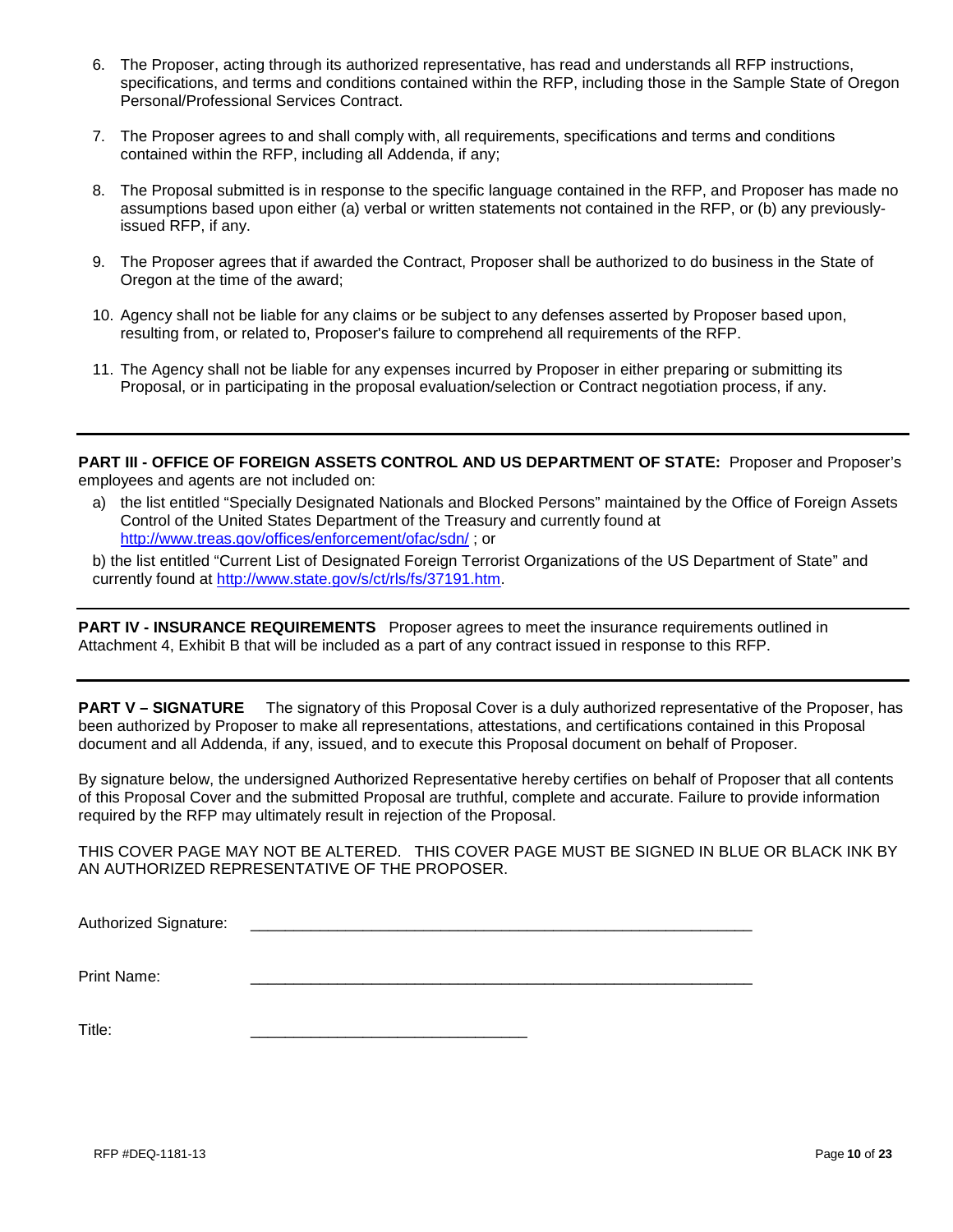6. The Proposer, acting through its authorized representative, has read and understands all RFP instructions, specifications, and terms and conditions contained within the RFP, including those in the Sample State of Oregon Personal/Professional Services Contract.

7. The Proposer agrees to and shall comply with, all requirements, specifications and terms and conditions contained within the RFP, including all Addenda, if any;

8. The Proposal submitted is in response to the specific language contained in the RFP, and Proposer has made no assumptions based upon either (a) verbal or written statements not contained in the RFP, or (b) any previously-issued RFP, if any.

9. The Proposer agrees that if awarded the Contract, Proposer shall be authorized to do business in the State of Oregon at the time of the award;

10. Agency shall not be liable for any claims or be subject to any defenses asserted by Proposer based upon, resulting from, or related to, Proposer's failure to comprehend all requirements of the RFP.

11. The Agency shall not be liable for any expenses incurred by Proposer in either preparing or submitting its Proposal, or in participating in the proposal evaluation/selection or Contract negotiation process, if any.

---

**PART III - OFFICE OF FOREIGN ASSETS CONTROL AND US DEPARTMENT OF STATE:** Proposer and Proposer's employees and agents are not included on:

a) the list entitled "Specially Designated Nationals and Blocked Persons" maintained by the Office of Foreign Assets Control of the United States Department of the Treasury and currently found at http://www.treas.gov/offices/enforcement/ofac/sdn/ ; or

b) the list entitled "Current List of Designated Foreign Terrorist Organizations of the US Department of State" and currently found at http://www.state.gov/s/ct/rls/fs/37191.htm.

---

**PART IV - INSURANCE REQUIREMENTS** Proposer agrees to meet the insurance requirements outlined in Attachment 4, Exhibit B that will be included as a part of any contract issued in response to this RFP.

---

**PART V – SIGNATURE** The signatory of this Proposal Cover is a duly authorized representative of the Proposer, has been authorized by Proposer to make all representations, attestations, and certifications contained in this Proposal document and all Addenda, if any, issued, and to execute this Proposal document on behalf of Proposer.

By signature below, the undersigned Authorized Representative hereby certifies on behalf of Proposer that all contents of this Proposal Cover and the submitted Proposal are truthful, complete and accurate. Failure to provide information required by the RFP may ultimately result in rejection of the Proposal.

THIS COVER PAGE MAY NOT BE ALTERED. THIS COVER PAGE MUST BE SIGNED IN BLUE OR BLACK INK BY AN AUTHORIZED REPRESENTATIVE OF THE PROPOSER.

Authorized Signature: ____________________________________________________________

Print Name: ____________________________________________________________

Title: ________________________________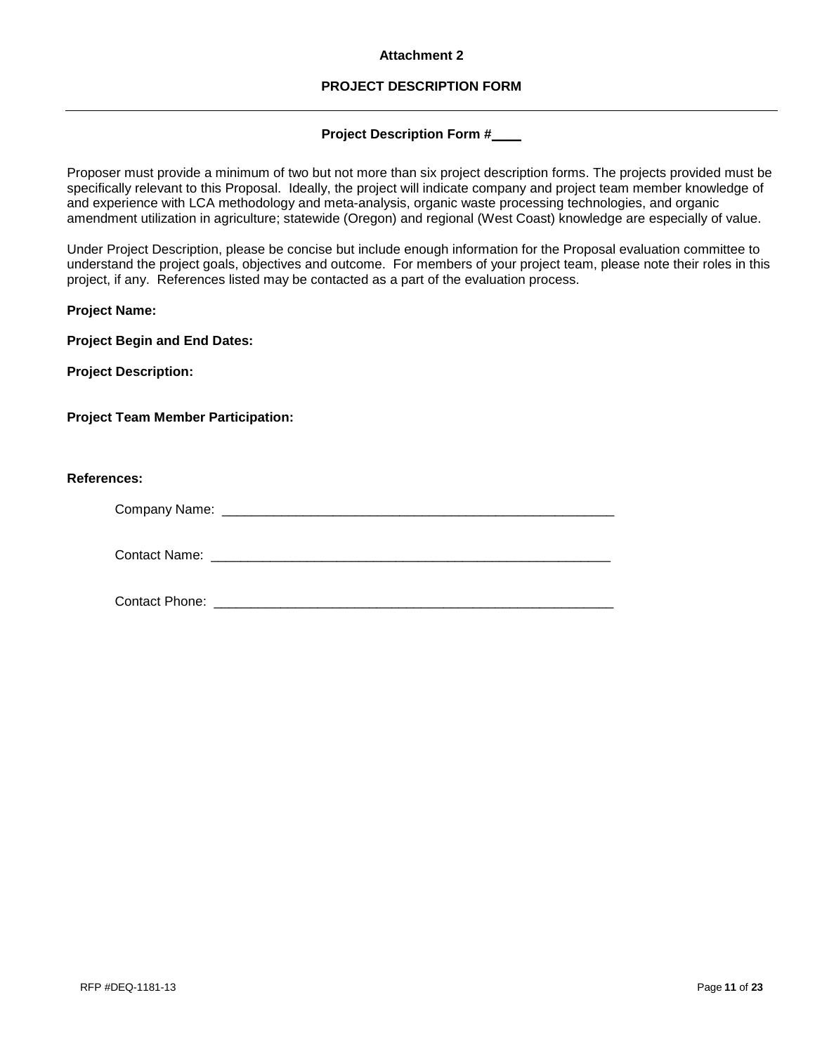**Attachment 2**

**PROJECT DESCRIPTION FORM**

---

**Project Description Form #____**

Proposer must provide a minimum of two but not more than six project description forms. The projects provided must be specifically relevant to this Proposal. Ideally, the project will indicate company and project team member knowledge of and experience with LCA methodology and meta-analysis, organic waste processing technologies, and organic amendment utilization in agriculture; statewide (Oregon) and regional (West Coast) knowledge are especially of value.

Under Project Description, please be concise but include enough information for the Proposal evaluation committee to understand the project goals, objectives and outcome. For members of your project team, please note their roles in this project, if any. References listed may be contacted as a part of the evaluation process.

**Project Name:**

**Project Begin and End Dates:**

**Project Description:**

**Project Team Member Participation:**

**References:**

Company Name: ________________________________________________________

Contact Name: ________________________________________________________

Contact Phone: ________________________________________________________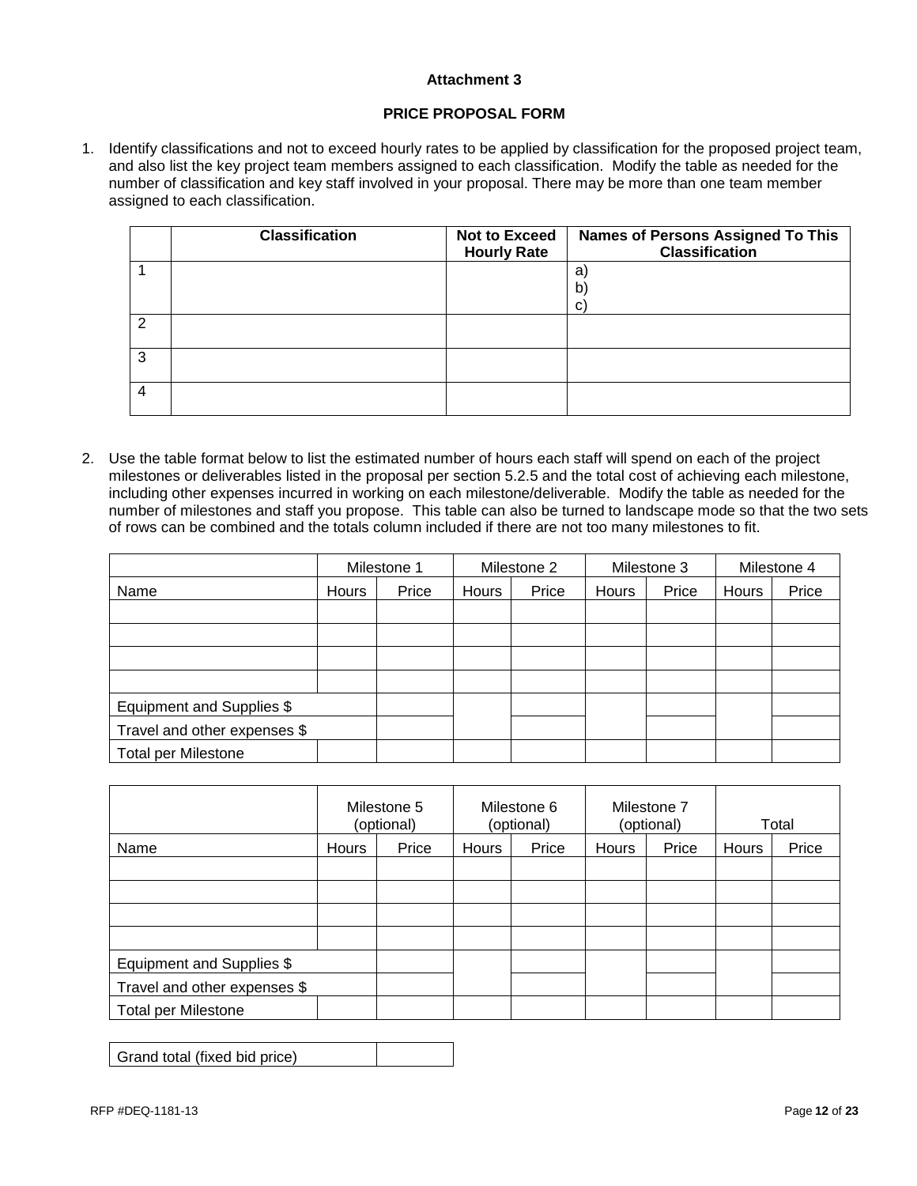**Attachment 3**

**PRICE PROPOSAL FORM**

1. Identify classifications and not to exceed hourly rates to be applied by classification for the proposed project team, and also list the key project team members assigned to each classification. Modify the table as needed for the number of classification and key staff involved in your proposal. There may be more than one team member assigned to each classification.

| | Classification | Not to Exceed Hourly Rate | Names of Persons Assigned To This Classification |
|---|---|---|---|
| 1 | | | a)<br>b)<br>c) |
| 2 | | | |
| 3 | | | |
| 4 | | | |

2. Use the table format below to list the estimated number of hours each staff will spend on each of the project milestones or deliverables listed in the proposal per section 5.2.5 and the total cost of achieving each milestone, including other expenses incurred in working on each milestone/deliverable. Modify the table as needed for the number of milestones and staff you propose. This table can also be turned to landscape mode so that the two sets of rows can be combined and the totals column included if there are not too many milestones to fit.

| | Milestone 1 | | Milestone 2 | | Milestone 3 | | Milestone 4 | |
|---|---|---|---|---|---|---|---|---|
| Name | Hours | Price | Hours | Price | Hours | Price | Hours | Price |
| | | | | | | | | |
| | | | | | | | | |
| | | | | | | | | |
| | | | | | | | | |
| Equipment and Supplies $ | | | | | | | | |
| Travel and other expenses $ | | | | | | | | |
| Total per Milestone | | | | | | | | |

| | Milestone 5 (optional) | | Milestone 6 (optional) | | Milestone 7 (optional) | | Total | |
|---|---|---|---|---|---|---|---|---|
| Name | Hours | Price | Hours | Price | Hours | Price | Hours | Price |
| | | | | | | | | |
| | | | | | | | | |
| | | | | | | | | |
| | | | | | | | | |
| Equipment and Supplies $ | | | | | | | | |
| Travel and other expenses $ | | | | | | | | |
| Total per Milestone | | | | | | | | |

| Grand total (fixed bid price) | |
|---|---|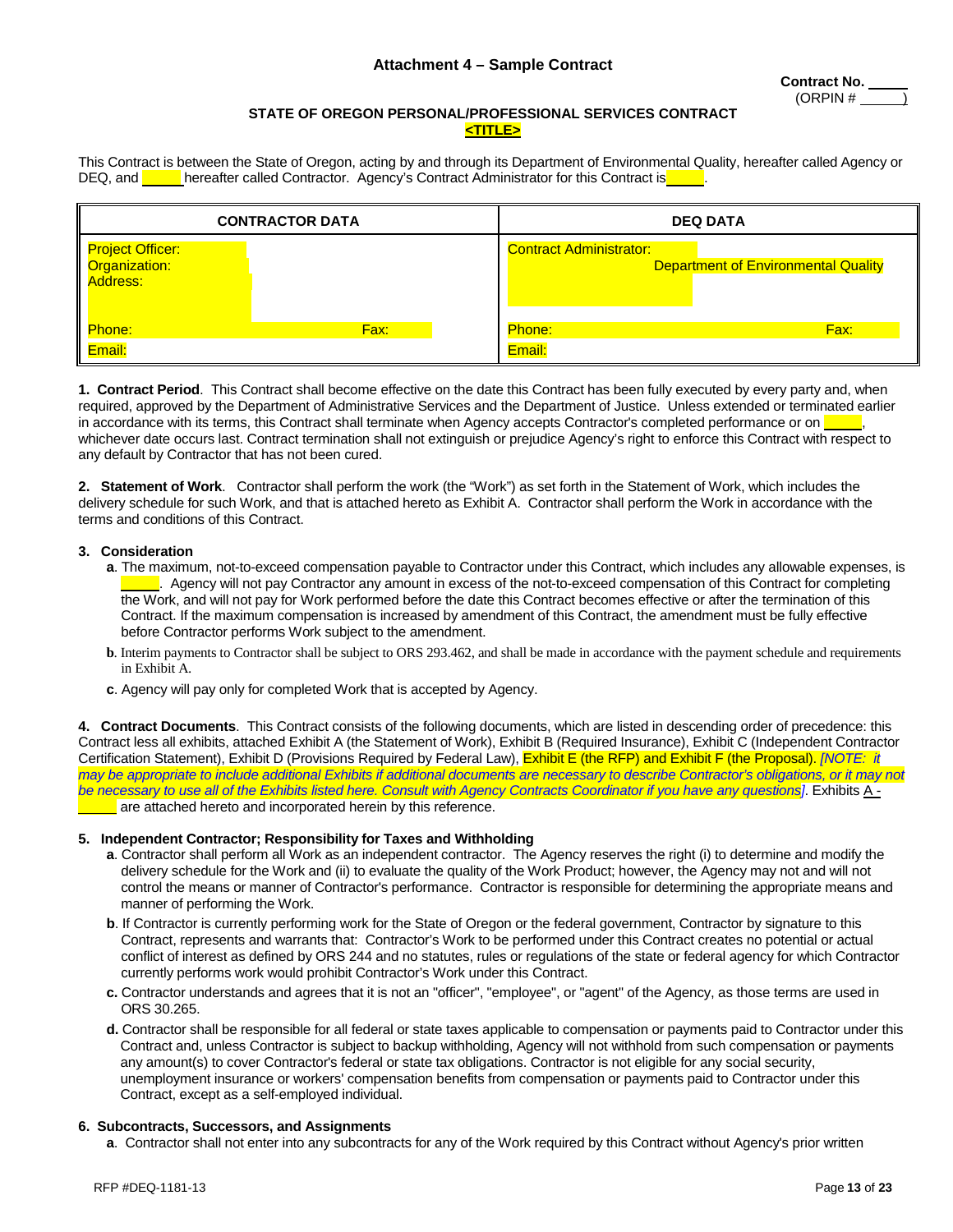## Attachment 4 – Sample Contract

**Contract No. \_\_\_\_\_**
(ORPIN # \_\_\_\_\_\_)

### STATE OF OREGON PERSONAL/PROFESSIONAL SERVICES CONTRACT

**<TITLE>**

This Contract is between the State of Oregon, acting by and through its Department of Environmental Quality, hereafter called Agency or DEQ, and \_\_\_\_\_ hereafter called Contractor. Agency's Contract Administrator for this Contract is \_\_\_\_\_.

| CONTRACTOR DATA | DEQ DATA |
|---|---|
| Project Officer:<br>Organization:<br>Address: | Contract Administrator:<br>Department of Environmental Quality |
| Phone: Fax:<br>Email: | Phone: Fax:<br>Email: |

**1. Contract Period**. This Contract shall become effective on the date this Contract has been fully executed by every party and, when required, approved by the Department of Administrative Services and the Department of Justice. Unless extended or terminated earlier in accordance with its terms, this Contract shall terminate when Agency accepts Contractor's completed performance or on \_\_\_\_\_, whichever date occurs last. Contract termination shall not extinguish or prejudice Agency's right to enforce this Contract with respect to any default by Contractor that has not been cured.

**2. Statement of Work**. Contractor shall perform the work (the "Work") as set forth in the Statement of Work, which includes the delivery schedule for such Work, and that is attached hereto as Exhibit A. Contractor shall perform the Work in accordance with the terms and conditions of this Contract.

**3. Consideration**

- **a**. The maximum, not-to-exceed compensation payable to Contractor under this Contract, which includes any allowable expenses, is \_\_\_\_\_. Agency will not pay Contractor any amount in excess of the not-to-exceed compensation of this Contract for completing the Work, and will not pay for Work performed before the date this Contract becomes effective or after the termination of this Contract. If the maximum compensation is increased by amendment of this Contract, the amendment must be fully effective before Contractor performs Work subject to the amendment.
- **b**. Interim payments to Contractor shall be subject to ORS 293.462, and shall be made in accordance with the payment schedule and requirements in Exhibit A.
- **c**. Agency will pay only for completed Work that is accepted by Agency.

**4. Contract Documents**. This Contract consists of the following documents, which are listed in descending order of precedence: this Contract less all exhibits, attached Exhibit A (the Statement of Work), Exhibit B (Required Insurance), Exhibit C (Independent Contractor Certification Statement), Exhibit D (Provisions Required by Federal Law), Exhibit E (the RFP) and Exhibit F (the Proposal). *[NOTE: it may be appropriate to include additional Exhibits if additional documents are necessary to describe Contractor's obligations, or it may not be necessary to use all of the Exhibits listed here. Consult with Agency Contracts Coordinator if you have any questions]*. Exhibits A - \_\_\_\_\_ are attached hereto and incorporated herein by this reference.

**5. Independent Contractor; Responsibility for Taxes and Withholding**

- **a**. Contractor shall perform all Work as an independent contractor. The Agency reserves the right (i) to determine and modify the delivery schedule for the Work and (ii) to evaluate the quality of the Work Product; however, the Agency may not and will not control the means or manner of Contractor's performance. Contractor is responsible for determining the appropriate means and manner of performing the Work.
- **b**. If Contractor is currently performing work for the State of Oregon or the federal government, Contractor by signature to this Contract, represents and warrants that: Contractor's Work to be performed under this Contract creates no potential or actual conflict of interest as defined by ORS 244 and no statutes, rules or regulations of the state or federal agency for which Contractor currently performs work would prohibit Contractor's Work under this Contract.
- **c.** Contractor understands and agrees that it is not an "officer", "employee", or "agent" of the Agency, as those terms are used in ORS 30.265.
- **d.** Contractor shall be responsible for all federal or state taxes applicable to compensation or payments paid to Contractor under this Contract and, unless Contractor is subject to backup withholding, Agency will not withhold from such compensation or payments any amount(s) to cover Contractor's federal or state tax obligations. Contractor is not eligible for any social security, unemployment insurance or workers' compensation benefits from compensation or payments paid to Contractor under this Contract, except as a self-employed individual.

**6. Subcontracts, Successors, and Assignments**

- **a**. Contractor shall not enter into any subcontracts for any of the Work required by this Contract without Agency's prior written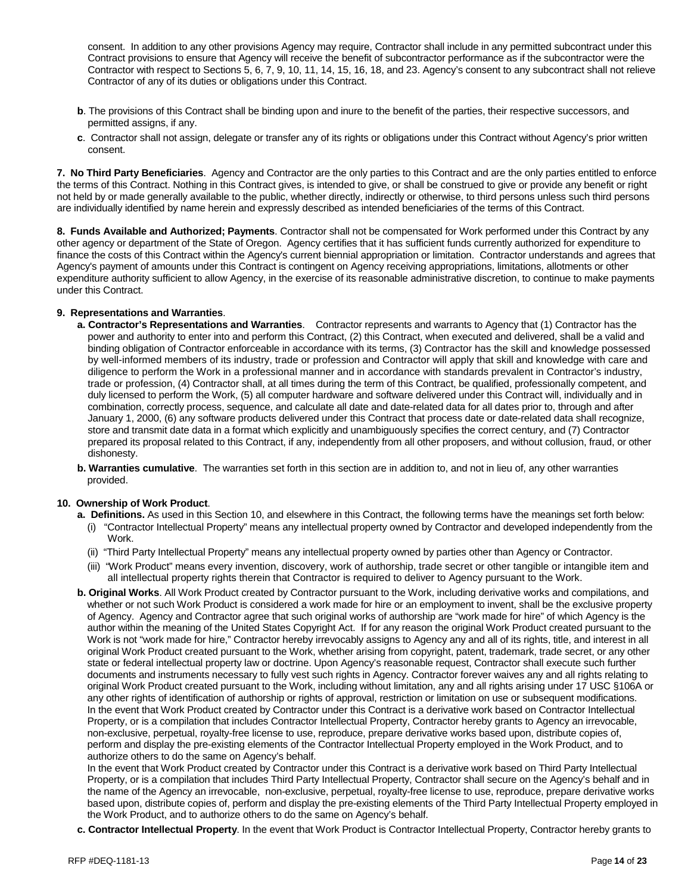consent. In addition to any other provisions Agency may require, Contractor shall include in any permitted subcontract under this Contract provisions to ensure that Agency will receive the benefit of subcontractor performance as if the subcontractor were the Contractor with respect to Sections 5, 6, 7, 9, 10, 11, 14, 15, 16, 18, and 23. Agency's consent to any subcontract shall not relieve Contractor of any of its duties or obligations under this Contract.

**b**. The provisions of this Contract shall be binding upon and inure to the benefit of the parties, their respective successors, and permitted assigns, if any.

**c**. Contractor shall not assign, delegate or transfer any of its rights or obligations under this Contract without Agency's prior written consent.

**7. No Third Party Beneficiaries**. Agency and Contractor are the only parties to this Contract and are the only parties entitled to enforce the terms of this Contract. Nothing in this Contract gives, is intended to give, or shall be construed to give or provide any benefit or right not held by or made generally available to the public, whether directly, indirectly or otherwise, to third persons unless such third persons are individually identified by name herein and expressly described as intended beneficiaries of the terms of this Contract.

**8. Funds Available and Authorized; Payments**. Contractor shall not be compensated for Work performed under this Contract by any other agency or department of the State of Oregon. Agency certifies that it has sufficient funds currently authorized for expenditure to finance the costs of this Contract within the Agency's current biennial appropriation or limitation. Contractor understands and agrees that Agency's payment of amounts under this Contract is contingent on Agency receiving appropriations, limitations, allotments or other expenditure authority sufficient to allow Agency, in the exercise of its reasonable administrative discretion, to continue to make payments under this Contract.

**9. Representations and Warranties**.

**a. Contractor's Representations and Warranties**. Contractor represents and warrants to Agency that (1) Contractor has the power and authority to enter into and perform this Contract, (2) this Contract, when executed and delivered, shall be a valid and binding obligation of Contractor enforceable in accordance with its terms, (3) Contractor has the skill and knowledge possessed by well-informed members of its industry, trade or profession and Contractor will apply that skill and knowledge with care and diligence to perform the Work in a professional manner and in accordance with standards prevalent in Contractor's industry, trade or profession, (4) Contractor shall, at all times during the term of this Contract, be qualified, professionally competent, and duly licensed to perform the Work, (5) all computer hardware and software delivered under this Contract will, individually and in combination, correctly process, sequence, and calculate all date and date-related data for all dates prior to, through and after January 1, 2000, (6) any software products delivered under this Contract that process date or date-related data shall recognize, store and transmit date data in a format which explicitly and unambiguously specifies the correct century, and (7) Contractor prepared its proposal related to this Contract, if any, independently from all other proposers, and without collusion, fraud, or other dishonesty.

**b. Warranties cumulative**. The warranties set forth in this section are in addition to, and not in lieu of, any other warranties provided.

**10. Ownership of Work Product**.

**a. Definitions.** As used in this Section 10, and elsewhere in this Contract, the following terms have the meanings set forth below:

(i) "Contractor Intellectual Property" means any intellectual property owned by Contractor and developed independently from the Work.

(ii) "Third Party Intellectual Property" means any intellectual property owned by parties other than Agency or Contractor.

(iii) "Work Product" means every invention, discovery, work of authorship, trade secret or other tangible or intangible item and all intellectual property rights therein that Contractor is required to deliver to Agency pursuant to the Work.

**b. Original Works**. All Work Product created by Contractor pursuant to the Work, including derivative works and compilations, and whether or not such Work Product is considered a work made for hire or an employment to invent, shall be the exclusive property of Agency. Agency and Contractor agree that such original works of authorship are "work made for hire" of which Agency is the author within the meaning of the United States Copyright Act. If for any reason the original Work Product created pursuant to the Work is not "work made for hire," Contractor hereby irrevocably assigns to Agency any and all of its rights, title, and interest in all original Work Product created pursuant to the Work, whether arising from copyright, patent, trademark, trade secret, or any other state or federal intellectual property law or doctrine. Upon Agency's reasonable request, Contractor shall execute such further documents and instruments necessary to fully vest such rights in Agency. Contractor forever waives any and all rights relating to original Work Product created pursuant to the Work, including without limitation, any and all rights arising under 17 USC §106A or any other rights of identification of authorship or rights of approval, restriction or limitation on use or subsequent modifications. In the event that Work Product created by Contractor under this Contract is a derivative work based on Contractor Intellectual Property, or is a compilation that includes Contractor Intellectual Property, Contractor hereby grants to Agency an irrevocable, non-exclusive, perpetual, royalty-free license to use, reproduce, prepare derivative works based upon, distribute copies of, perform and display the pre-existing elements of the Contractor Intellectual Property employed in the Work Product, and to authorize others to do the same on Agency's behalf.

In the event that Work Product created by Contractor under this Contract is a derivative work based on Third Party Intellectual Property, or is a compilation that includes Third Party Intellectual Property, Contractor shall secure on the Agency's behalf and in the name of the Agency an irrevocable, non-exclusive, perpetual, royalty-free license to use, reproduce, prepare derivative works based upon, distribute copies of, perform and display the pre-existing elements of the Third Party Intellectual Property employed in the Work Product, and to authorize others to do the same on Agency's behalf.

**c. Contractor Intellectual Property**. In the event that Work Product is Contractor Intellectual Property, Contractor hereby grants to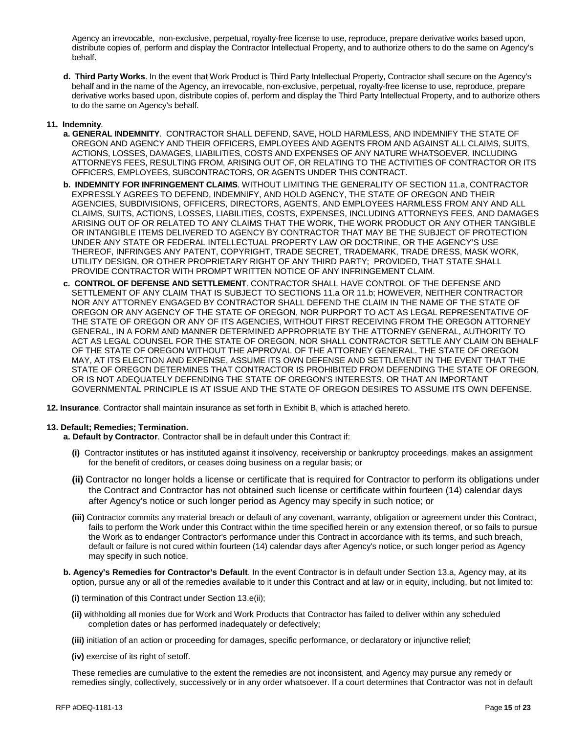Agency an irrevocable, non-exclusive, perpetual, royalty-free license to use, reproduce, prepare derivative works based upon, distribute copies of, perform and display the Contractor Intellectual Property, and to authorize others to do the same on Agency's behalf.

**d. Third Party Works**. In the event that Work Product is Third Party Intellectual Property, Contractor shall secure on the Agency's behalf and in the name of the Agency, an irrevocable, non-exclusive, perpetual, royalty-free license to use, reproduce, prepare derivative works based upon, distribute copies of, perform and display the Third Party Intellectual Property, and to authorize others to do the same on Agency's behalf.

**11. Indemnity**.

**a. GENERAL INDEMNITY**. CONTRACTOR SHALL DEFEND, SAVE, HOLD HARMLESS, AND INDEMNIFY THE STATE OF OREGON AND AGENCY AND THEIR OFFICERS, EMPLOYEES AND AGENTS FROM AND AGAINST ALL CLAIMS, SUITS, ACTIONS, LOSSES, DAMAGES, LIABILITIES, COSTS AND EXPENSES OF ANY NATURE WHATSOEVER, INCLUDING ATTORNEYS FEES, RESULTING FROM, ARISING OUT OF, OR RELATING TO THE ACTIVITIES OF CONTRACTOR OR ITS OFFICERS, EMPLOYEES, SUBCONTRACTORS, OR AGENTS UNDER THIS CONTRACT.

**b. INDEMNITY FOR INFRINGEMENT CLAIMS**. WITHOUT LIMITING THE GENERALITY OF SECTION 11.a, CONTRACTOR EXPRESSLY AGREES TO DEFEND, INDEMNIFY, AND HOLD AGENCY, THE STATE OF OREGON AND THEIR AGENCIES, SUBDIVISIONS, OFFICERS, DIRECTORS, AGENTS, AND EMPLOYEES HARMLESS FROM ANY AND ALL CLAIMS, SUITS, ACTIONS, LOSSES, LIABILITIES, COSTS, EXPENSES, INCLUDING ATTORNEYS FEES, AND DAMAGES ARISING OUT OF OR RELATED TO ANY CLAIMS THAT THE WORK, THE WORK PRODUCT OR ANY OTHER TANGIBLE OR INTANGIBLE ITEMS DELIVERED TO AGENCY BY CONTRACTOR THAT MAY BE THE SUBJECT OF PROTECTION UNDER ANY STATE OR FEDERAL INTELLECTUAL PROPERTY LAW OR DOCTRINE, OR THE AGENCY'S USE THEREOF, INFRINGES ANY PATENT, COPYRIGHT, TRADE SECRET, TRADEMARK, TRADE DRESS, MASK WORK, UTILITY DESIGN, OR OTHER PROPRIETARY RIGHT OF ANY THIRD PARTY; PROVIDED, THAT STATE SHALL PROVIDE CONTRACTOR WITH PROMPT WRITTEN NOTICE OF ANY INFRINGEMENT CLAIM.

**c. CONTROL OF DEFENSE AND SETTLEMENT**. CONTRACTOR SHALL HAVE CONTROL OF THE DEFENSE AND SETTLEMENT OF ANY CLAIM THAT IS SUBJECT TO SECTIONS 11.a OR 11.b; HOWEVER, NEITHER CONTRACTOR NOR ANY ATTORNEY ENGAGED BY CONTRACTOR SHALL DEFEND THE CLAIM IN THE NAME OF THE STATE OF OREGON OR ANY AGENCY OF THE STATE OF OREGON, NOR PURPORT TO ACT AS LEGAL REPRESENTATIVE OF THE STATE OF OREGON OR ANY OF ITS AGENCIES, WITHOUT FIRST RECEIVING FROM THE OREGON ATTORNEY GENERAL, IN A FORM AND MANNER DETERMINED APPROPRIATE BY THE ATTORNEY GENERAL, AUTHORITY TO ACT AS LEGAL COUNSEL FOR THE STATE OF OREGON, NOR SHALL CONTRACTOR SETTLE ANY CLAIM ON BEHALF OF THE STATE OF OREGON WITHOUT THE APPROVAL OF THE ATTORNEY GENERAL. THE STATE OF OREGON MAY, AT ITS ELECTION AND EXPENSE, ASSUME ITS OWN DEFENSE AND SETTLEMENT IN THE EVENT THAT THE STATE OF OREGON DETERMINES THAT CONTRACTOR IS PROHIBITED FROM DEFENDING THE STATE OF OREGON, OR IS NOT ADEQUATELY DEFENDING THE STATE OF OREGON'S INTERESTS, OR THAT AN IMPORTANT GOVERNMENTAL PRINCIPLE IS AT ISSUE AND THE STATE OF OREGON DESIRES TO ASSUME ITS OWN DEFENSE.

**12. Insurance**. Contractor shall maintain insurance as set forth in Exhibit B, which is attached hereto.

**13. Default; Remedies; Termination.**

**a. Default by Contractor**. Contractor shall be in default under this Contract if:

**(i)** Contractor institutes or has instituted against it insolvency, receivership or bankruptcy proceedings, makes an assignment for the benefit of creditors, or ceases doing business on a regular basis; or

**(ii)** Contractor no longer holds a license or certificate that is required for Contractor to perform its obligations under the Contract and Contractor has not obtained such license or certificate within fourteen (14) calendar days after Agency's notice or such longer period as Agency may specify in such notice; or

**(iii)** Contractor commits any material breach or default of any covenant, warranty, obligation or agreement under this Contract, fails to perform the Work under this Contract within the time specified herein or any extension thereof, or so fails to pursue the Work as to endanger Contractor's performance under this Contract in accordance with its terms, and such breach, default or failure is not cured within fourteen (14) calendar days after Agency's notice, or such longer period as Agency may specify in such notice.

**b. Agency's Remedies for Contractor's Default**. In the event Contractor is in default under Section 13.a, Agency may, at its option, pursue any or all of the remedies available to it under this Contract and at law or in equity, including, but not limited to:

**(i)** termination of this Contract under Section 13.e(ii);

**(ii)** withholding all monies due for Work and Work Products that Contractor has failed to deliver within any scheduled completion dates or has performed inadequately or defectively;

**(iii)** initiation of an action or proceeding for damages, specific performance, or declaratory or injunctive relief;

**(iv)** exercise of its right of setoff.

These remedies are cumulative to the extent the remedies are not inconsistent, and Agency may pursue any remedy or remedies singly, collectively, successively or in any order whatsoever. If a court determines that Contractor was not in default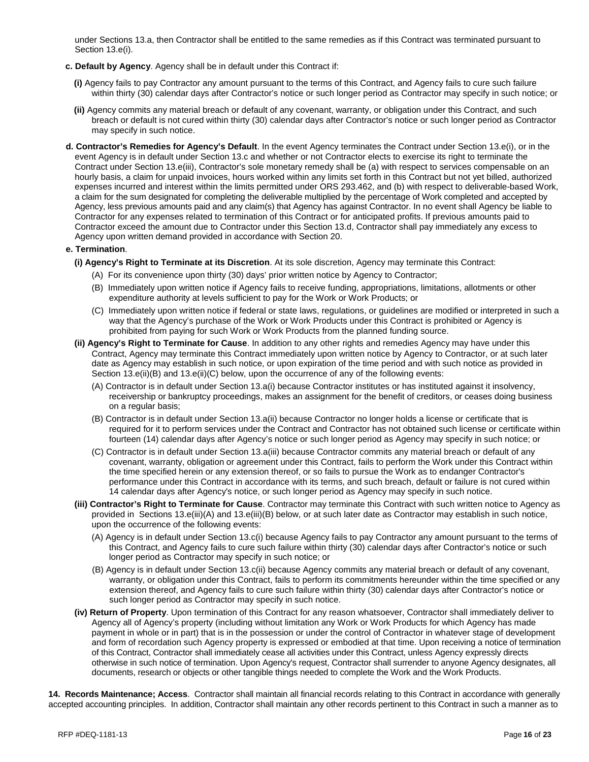under Sections 13.a, then Contractor shall be entitled to the same remedies as if this Contract was terminated pursuant to Section 13.e(i).

**c. Default by Agency**. Agency shall be in default under this Contract if:

**(i)** Agency fails to pay Contractor any amount pursuant to the terms of this Contract, and Agency fails to cure such failure within thirty (30) calendar days after Contractor's notice or such longer period as Contractor may specify in such notice; or

**(ii)** Agency commits any material breach or default of any covenant, warranty, or obligation under this Contract, and such breach or default is not cured within thirty (30) calendar days after Contractor's notice or such longer period as Contractor may specify in such notice.

**d. Contractor's Remedies for Agency's Default**. In the event Agency terminates the Contract under Section 13.e(i), or in the event Agency is in default under Section 13.c and whether or not Contractor elects to exercise its right to terminate the Contract under Section 13.e(iii), Contractor's sole monetary remedy shall be (a) with respect to services compensable on an hourly basis, a claim for unpaid invoices, hours worked within any limits set forth in this Contract but not yet billed, authorized expenses incurred and interest within the limits permitted under ORS 293.462, and (b) with respect to deliverable-based Work, a claim for the sum designated for completing the deliverable multiplied by the percentage of Work completed and accepted by Agency, less previous amounts paid and any claim(s) that Agency has against Contractor. In no event shall Agency be liable to Contractor for any expenses related to termination of this Contract or for anticipated profits. If previous amounts paid to Contractor exceed the amount due to Contractor under this Section 13.d, Contractor shall pay immediately any excess to Agency upon written demand provided in accordance with Section 20.

**e. Termination**.

**(i) Agency's Right to Terminate at its Discretion**. At its sole discretion, Agency may terminate this Contract:

(A) For its convenience upon thirty (30) days' prior written notice by Agency to Contractor;

(B) Immediately upon written notice if Agency fails to receive funding, appropriations, limitations, allotments or other expenditure authority at levels sufficient to pay for the Work or Work Products; or

(C) Immediately upon written notice if federal or state laws, regulations, or guidelines are modified or interpreted in such a way that the Agency's purchase of the Work or Work Products under this Contract is prohibited or Agency is prohibited from paying for such Work or Work Products from the planned funding source.

**(ii) Agency's Right to Terminate for Cause**. In addition to any other rights and remedies Agency may have under this Contract, Agency may terminate this Contract immediately upon written notice by Agency to Contractor, or at such later date as Agency may establish in such notice, or upon expiration of the time period and with such notice as provided in Section 13.e(ii)(B) and 13.e(ii)(C) below, upon the occurrence of any of the following events:

(A) Contractor is in default under Section 13.a(i) because Contractor institutes or has instituted against it insolvency, receivership or bankruptcy proceedings, makes an assignment for the benefit of creditors, or ceases doing business on a regular basis;

(B) Contractor is in default under Section 13.a(ii) because Contractor no longer holds a license or certificate that is required for it to perform services under the Contract and Contractor has not obtained such license or certificate within fourteen (14) calendar days after Agency's notice or such longer period as Agency may specify in such notice; or

(C) Contractor is in default under Section 13.a(iii) because Contractor commits any material breach or default of any covenant, warranty, obligation or agreement under this Contract, fails to perform the Work under this Contract within the time specified herein or any extension thereof, or so fails to pursue the Work as to endanger Contractor's performance under this Contract in accordance with its terms, and such breach, default or failure is not cured within 14 calendar days after Agency's notice, or such longer period as Agency may specify in such notice.

**(iii) Contractor's Right to Terminate for Cause**. Contractor may terminate this Contract with such written notice to Agency as provided in Sections 13.e(iii)(A) and 13.e(iii)(B) below, or at such later date as Contractor may establish in such notice, upon the occurrence of the following events:

(A) Agency is in default under Section 13.c(i) because Agency fails to pay Contractor any amount pursuant to the terms of this Contract, and Agency fails to cure such failure within thirty (30) calendar days after Contractor's notice or such longer period as Contractor may specify in such notice; or

(B) Agency is in default under Section 13.c(ii) because Agency commits any material breach or default of any covenant, warranty, or obligation under this Contract, fails to perform its commitments hereunder within the time specified or any extension thereof, and Agency fails to cure such failure within thirty (30) calendar days after Contractor's notice or such longer period as Contractor may specify in such notice.

**(iv) Return of Property**. Upon termination of this Contract for any reason whatsoever, Contractor shall immediately deliver to Agency all of Agency's property (including without limitation any Work or Work Products for which Agency has made payment in whole or in part) that is in the possession or under the control of Contractor in whatever stage of development and form of recordation such Agency property is expressed or embodied at that time. Upon receiving a notice of termination of this Contract, Contractor shall immediately cease all activities under this Contract, unless Agency expressly directs otherwise in such notice of termination. Upon Agency's request, Contractor shall surrender to anyone Agency designates, all documents, research or objects or other tangible things needed to complete the Work and the Work Products.

**14. Records Maintenance; Access**. Contractor shall maintain all financial records relating to this Contract in accordance with generally accepted accounting principles. In addition, Contractor shall maintain any other records pertinent to this Contract in such a manner as to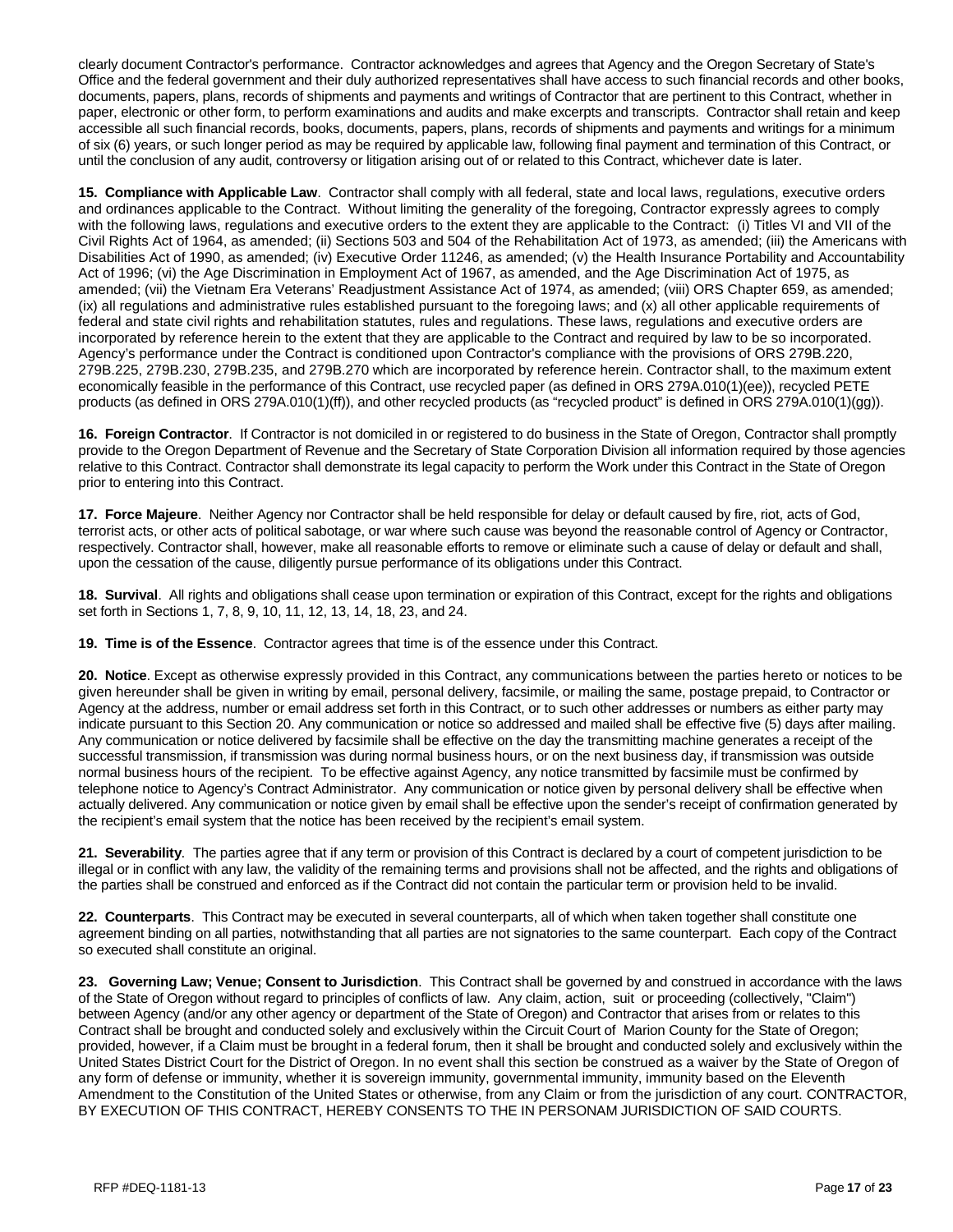clearly document Contractor's performance. Contractor acknowledges and agrees that Agency and the Oregon Secretary of State's Office and the federal government and their duly authorized representatives shall have access to such financial records and other books, documents, papers, plans, records of shipments and payments and writings of Contractor that are pertinent to this Contract, whether in paper, electronic or other form, to perform examinations and audits and make excerpts and transcripts. Contractor shall retain and keep accessible all such financial records, books, documents, papers, plans, records of shipments and payments and writings for a minimum of six (6) years, or such longer period as may be required by applicable law, following final payment and termination of this Contract, or until the conclusion of any audit, controversy or litigation arising out of or related to this Contract, whichever date is later.

**15. Compliance with Applicable Law**. Contractor shall comply with all federal, state and local laws, regulations, executive orders and ordinances applicable to the Contract. Without limiting the generality of the foregoing, Contractor expressly agrees to comply with the following laws, regulations and executive orders to the extent they are applicable to the Contract: (i) Titles VI and VII of the Civil Rights Act of 1964, as amended; (ii) Sections 503 and 504 of the Rehabilitation Act of 1973, as amended; (iii) the Americans with Disabilities Act of 1990, as amended; (iv) Executive Order 11246, as amended; (v) the Health Insurance Portability and Accountability Act of 1996; (vi) the Age Discrimination in Employment Act of 1967, as amended, and the Age Discrimination Act of 1975, as amended; (vii) the Vietnam Era Veterans' Readjustment Assistance Act of 1974, as amended; (viii) ORS Chapter 659, as amended; (ix) all regulations and administrative rules established pursuant to the foregoing laws; and (x) all other applicable requirements of federal and state civil rights and rehabilitation statutes, rules and regulations. These laws, regulations and executive orders are incorporated by reference herein to the extent that they are applicable to the Contract and required by law to be so incorporated. Agency's performance under the Contract is conditioned upon Contractor's compliance with the provisions of ORS 279B.220, 279B.225, 279B.230, 279B.235, and 279B.270 which are incorporated by reference herein. Contractor shall, to the maximum extent economically feasible in the performance of this Contract, use recycled paper (as defined in ORS 279A.010(1)(ee)), recycled PETE products (as defined in ORS 279A.010(1)(ff)), and other recycled products (as "recycled product" is defined in ORS 279A.010(1)(gg)).

**16. Foreign Contractor**. If Contractor is not domiciled in or registered to do business in the State of Oregon, Contractor shall promptly provide to the Oregon Department of Revenue and the Secretary of State Corporation Division all information required by those agencies relative to this Contract. Contractor shall demonstrate its legal capacity to perform the Work under this Contract in the State of Oregon prior to entering into this Contract.

**17. Force Majeure**. Neither Agency nor Contractor shall be held responsible for delay or default caused by fire, riot, acts of God, terrorist acts, or other acts of political sabotage, or war where such cause was beyond the reasonable control of Agency or Contractor, respectively. Contractor shall, however, make all reasonable efforts to remove or eliminate such a cause of delay or default and shall, upon the cessation of the cause, diligently pursue performance of its obligations under this Contract.

**18. Survival**. All rights and obligations shall cease upon termination or expiration of this Contract, except for the rights and obligations set forth in Sections 1, 7, 8, 9, 10, 11, 12, 13, 14, 18, 23, and 24.

**19. Time is of the Essence**. Contractor agrees that time is of the essence under this Contract.

**20. Notice**. Except as otherwise expressly provided in this Contract, any communications between the parties hereto or notices to be given hereunder shall be given in writing by email, personal delivery, facsimile, or mailing the same, postage prepaid, to Contractor or Agency at the address, number or email address set forth in this Contract, or to such other addresses or numbers as either party may indicate pursuant to this Section 20. Any communication or notice so addressed and mailed shall be effective five (5) days after mailing. Any communication or notice delivered by facsimile shall be effective on the day the transmitting machine generates a receipt of the successful transmission, if transmission was during normal business hours, or on the next business day, if transmission was outside normal business hours of the recipient. To be effective against Agency, any notice transmitted by facsimile must be confirmed by telephone notice to Agency's Contract Administrator. Any communication or notice given by personal delivery shall be effective when actually delivered. Any communication or notice given by email shall be effective upon the sender's receipt of confirmation generated by the recipient's email system that the notice has been received by the recipient's email system.

**21. Severability**. The parties agree that if any term or provision of this Contract is declared by a court of competent jurisdiction to be illegal or in conflict with any law, the validity of the remaining terms and provisions shall not be affected, and the rights and obligations of the parties shall be construed and enforced as if the Contract did not contain the particular term or provision held to be invalid.

**22. Counterparts**. This Contract may be executed in several counterparts, all of which when taken together shall constitute one agreement binding on all parties, notwithstanding that all parties are not signatories to the same counterpart. Each copy of the Contract so executed shall constitute an original.

**23. Governing Law; Venue; Consent to Jurisdiction**. This Contract shall be governed by and construed in accordance with the laws of the State of Oregon without regard to principles of conflicts of law. Any claim, action, suit or proceeding (collectively, "Claim") between Agency (and/or any other agency or department of the State of Oregon) and Contractor that arises from or relates to this Contract shall be brought and conducted solely and exclusively within the Circuit Court of Marion County for the State of Oregon; provided, however, if a Claim must be brought in a federal forum, then it shall be brought and conducted solely and exclusively within the United States District Court for the District of Oregon. In no event shall this section be construed as a waiver by the State of Oregon of any form of defense or immunity, whether it is sovereign immunity, governmental immunity, immunity based on the Eleventh Amendment to the Constitution of the United States or otherwise, from any Claim or from the jurisdiction of any court. CONTRACTOR, BY EXECUTION OF THIS CONTRACT, HEREBY CONSENTS TO THE IN PERSONAM JURISDICTION OF SAID COURTS.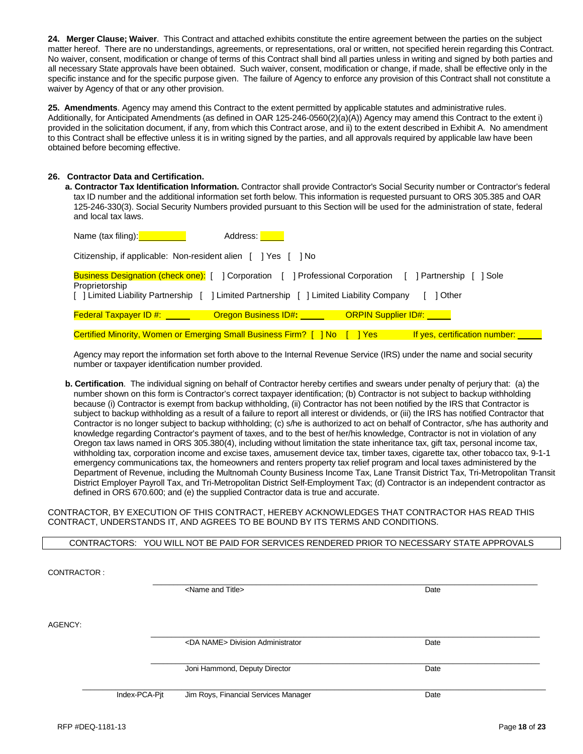**24. Merger Clause; Waiver**. This Contract and attached exhibits constitute the entire agreement between the parties on the subject matter hereof. There are no understandings, agreements, or representations, oral or written, not specified herein regarding this Contract. No waiver, consent, modification or change of terms of this Contract shall bind all parties unless in writing and signed by both parties and all necessary State approvals have been obtained. Such waiver, consent, modification or change, if made, shall be effective only in the specific instance and for the specific purpose given. The failure of Agency to enforce any provision of this Contract shall not constitute a waiver by Agency of that or any other provision.

**25. Amendments**. Agency may amend this Contract to the extent permitted by applicable statutes and administrative rules. Additionally, for Anticipated Amendments (as defined in OAR 125-246-0560(2)(a)(A)) Agency may amend this Contract to the extent i) provided in the solicitation document, if any, from which this Contract arose, and ii) to the extent described in Exhibit A. No amendment to this Contract shall be effective unless it is in writing signed by the parties, and all approvals required by applicable law have been obtained before becoming effective.

**26. Contractor Data and Certification.**

**a. Contractor Tax Identification Information.** Contractor shall provide Contractor's Social Security number or Contractor's federal tax ID number and the additional information set forth below. This information is requested pursuant to ORS 305.385 and OAR 125-246-330(3). Social Security Numbers provided pursuant to this Section will be used for the administration of state, federal and local tax laws.

Name (tax filing): __________ Address: _____

Citizenship, if applicable: Non-resident alien [ ] Yes [ ] No

Business Designation (check one): [ ] Corporation [ ] Professional Corporation [ ] Partnership [ ] Sole Proprietorship
[ ] Limited Liability Partnership [ ] Limited Partnership [ ] Limited Liability Company [ ] Other

Federal Taxpayer ID #: _____ Oregon Business ID#: _____ ORPIN Supplier ID#: _____

Certified Minority, Women or Emerging Small Business Firm? [ ] No [ ] Yes If yes, certification number: _____

Agency may report the information set forth above to the Internal Revenue Service (IRS) under the name and social security number or taxpayer identification number provided.

**b. Certification**. The individual signing on behalf of Contractor hereby certifies and swears under penalty of perjury that: (a) the number shown on this form is Contractor's correct taxpayer identification; (b) Contractor is not subject to backup withholding because (i) Contractor is exempt from backup withholding, (ii) Contractor has not been notified by the IRS that Contractor is subject to backup withholding as a result of a failure to report all interest or dividends, or (iii) the IRS has notified Contractor that Contractor is no longer subject to backup withholding; (c) s/he is authorized to act on behalf of Contractor, s/he has authority and knowledge regarding Contractor's payment of taxes, and to the best of her/his knowledge, Contractor is not in violation of any Oregon tax laws named in ORS 305.380(4), including without limitation the state inheritance tax, gift tax, personal income tax, withholding tax, corporation income and excise taxes, amusement device tax, timber taxes, cigarette tax, other tobacco tax, 9-1-1 emergency communications tax, the homeowners and renters property tax relief program and local taxes administered by the Department of Revenue, including the Multnomah County Business Income Tax, Lane Transit District Tax, Tri-Metropolitan Transit District Employer Payroll Tax, and Tri-Metropolitan District Self-Employment Tax; (d) Contractor is an independent contractor as defined in ORS 670.600; and (e) the supplied Contractor data is true and accurate.

CONTRACTOR, BY EXECUTION OF THIS CONTRACT, HEREBY ACKNOWLEDGES THAT CONTRACTOR HAS READ THIS CONTRACT, UNDERSTANDS IT, AND AGREES TO BE BOUND BY ITS TERMS AND CONDITIONS.

CONTRACTORS: YOU WILL NOT BE PAID FOR SERVICES RENDERED PRIOR TO NECESSARY STATE APPROVALS

CONTRACTOR :

_______________________________________________
<Name and Title> Date

AGENCY:

_______________________________________________
<DA NAME> Division Administrator Date

_______________________________________________
Joni Hammond, Deputy Director Date

_______________________________________________
Index-PCA-Pjt Jim Roys, Financial Services Manager Date

RFP #DEQ-1181-13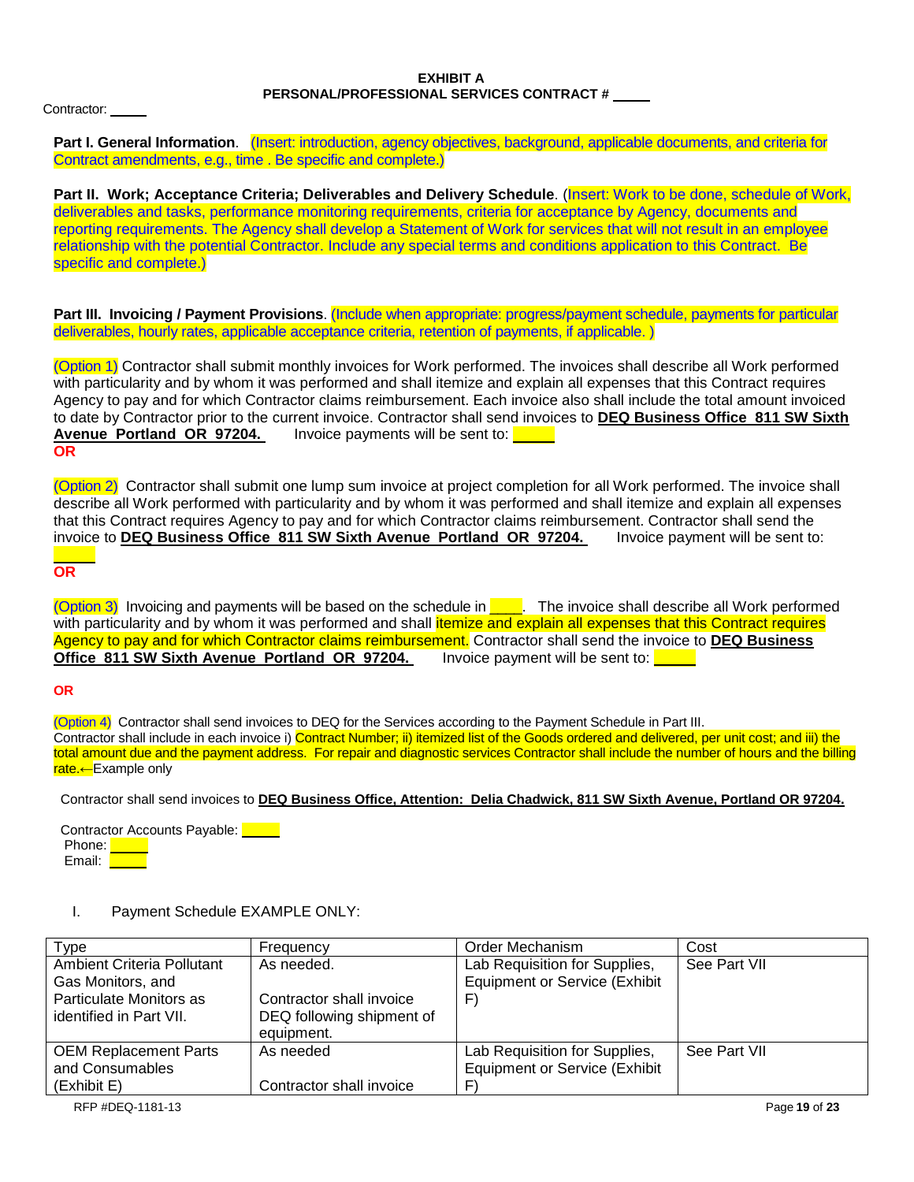**EXHIBIT A**
**PERSONAL/PROFESSIONAL SERVICES CONTRACT # _____**

Contractor: _____

**Part I. General Information**. (Insert: introduction, agency objectives, background, applicable documents, and criteria for Contract amendments, e.g., time . Be specific and complete.)

**Part II. Work; Acceptance Criteria; Deliverables and Delivery Schedule**. (Insert: Work to be done, schedule of Work, deliverables and tasks, performance monitoring requirements, criteria for acceptance by Agency, documents and reporting requirements. The Agency shall develop a Statement of Work for services that will not result in an employee relationship with the potential Contractor. Include any special terms and conditions application to this Contract. Be specific and complete.)

**Part III. Invoicing / Payment Provisions**. (Include when appropriate: progress/payment schedule, payments for particular deliverables, hourly rates, applicable acceptance criteria, retention of payments, if applicable. )

(Option 1) Contractor shall submit monthly invoices for Work performed. The invoices shall describe all Work performed with particularity and by whom it was performed and shall itemize and explain all expenses that this Contract requires Agency to pay and for which Contractor claims reimbursement. Each invoice also shall include the total amount invoiced to date by Contractor prior to the current invoice. Contractor shall send invoices to **DEQ Business Office 811 SW Sixth Avenue Portland OR 97204.** Invoice payments will be sent to: _____

**OR**

(Option 2) Contractor shall submit one lump sum invoice at project completion for all Work performed. The invoice shall describe all Work performed with particularity and by whom it was performed and shall itemize and explain all expenses that this Contract requires Agency to pay and for which Contractor claims reimbursement. Contractor shall send the invoice to **DEQ Business Office 811 SW Sixth Avenue Portland OR 97204.** Invoice payment will be sent to: _____

**OR**

(Option 3) Invoicing and payments will be based on the schedule in _____. The invoice shall describe all Work performed with particularity and by whom it was performed and shall itemize and explain all expenses that this Contract requires Agency to pay and for which Contractor claims reimbursement. Contractor shall send the invoice to **DEQ Business Office 811 SW Sixth Avenue Portland OR 97204.** Invoice payment will be sent to: _____

**OR**

(Option 4) Contractor shall send invoices to DEQ for the Services according to the Payment Schedule in Part III. Contractor shall include in each invoice i) Contract Number; ii) itemized list of the Goods ordered and delivered, per unit cost; and iii) the total amount due and the payment address. For repair and diagnostic services Contractor shall include the number of hours and the billing rate.←Example only

Contractor shall send invoices to **DEQ Business Office, Attention: Delia Chadwick, 811 SW Sixth Avenue, Portland OR 97204.**

Contractor Accounts Payable: _____
Phone: _____
Email: _____

I. Payment Schedule EXAMPLE ONLY:

| Type | Frequency | Order Mechanism | Cost |
|---|---|---|---|
| Ambient Criteria Pollutant Gas Monitors, and Particulate Monitors as identified in Part VII. | As needed.<br><br>Contractor shall invoice DEQ following shipment of equipment. | Lab Requisition for Supplies, Equipment or Service (Exhibit F) | See Part VII |
| OEM Replacement Parts and Consumables (Exhibit E) | As needed<br><br>Contractor shall invoice | Lab Requisition for Supplies, Equipment or Service (Exhibit F) | See Part VII |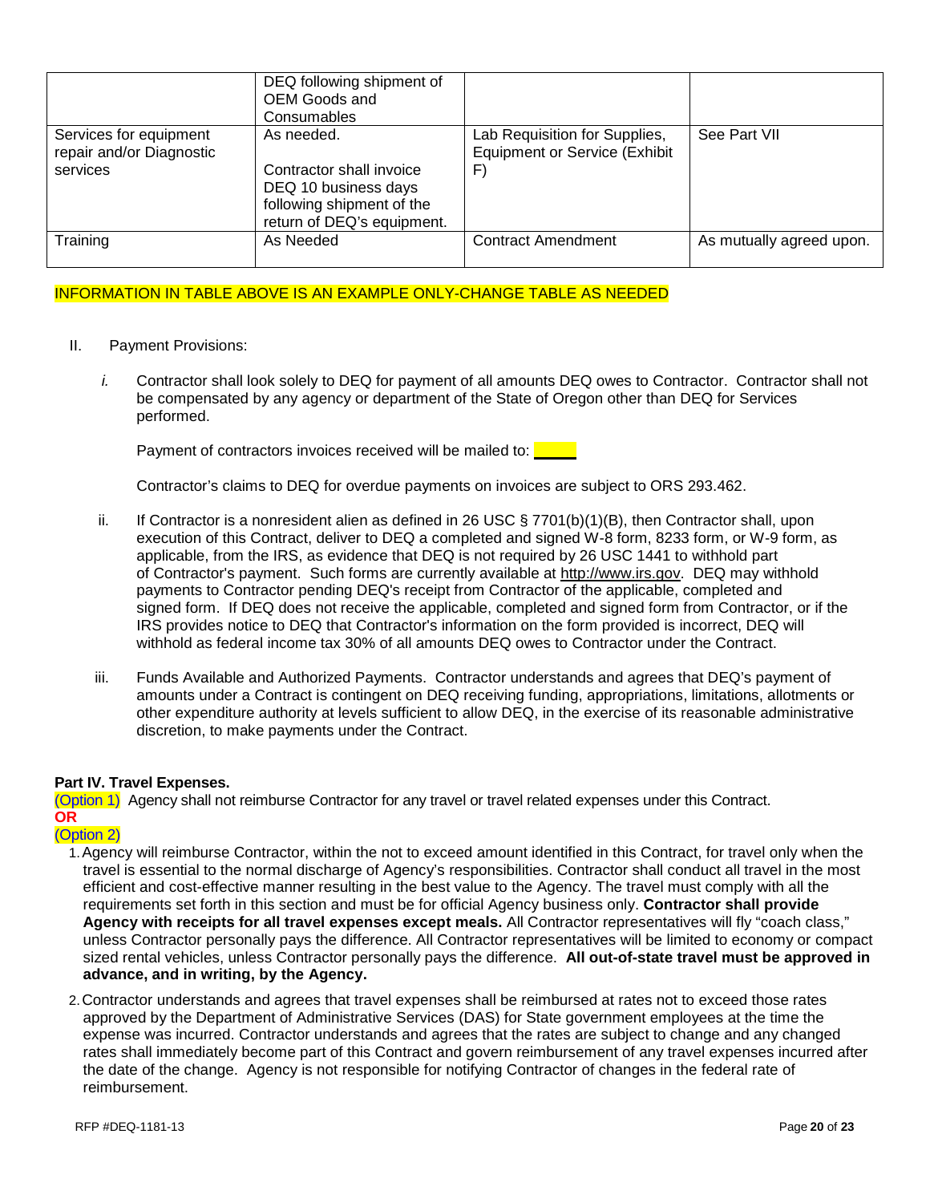| | DEQ following shipment of OEM Goods and Consumables | | |
|---|---|---|---|
| Services for equipment repair and/or Diagnostic services | As needed.<br><br>Contractor shall invoice DEQ 10 business days following shipment of the return of DEQ's equipment. | Lab Requisition for Supplies, Equipment or Service (Exhibit F) | See Part VII |
| Training | As Needed | Contract Amendment | As mutually agreed upon. |

INFORMATION IN TABLE ABOVE IS AN EXAMPLE ONLY-CHANGE TABLE AS NEEDED

II. Payment Provisions:

*i.* Contractor shall look solely to DEQ for payment of all amounts DEQ owes to Contractor. Contractor shall not be compensated by any agency or department of the State of Oregon other than DEQ for Services performed.

Payment of contractors invoices received will be mailed to: _____

Contractor's claims to DEQ for overdue payments on invoices are subject to ORS 293.462.

ii. If Contractor is a nonresident alien as defined in 26 USC § 7701(b)(1)(B), then Contractor shall, upon execution of this Contract, deliver to DEQ a completed and signed W-8 form, 8233 form, or W-9 form, as applicable, from the IRS, as evidence that DEQ is not required by 26 USC 1441 to withhold part of Contractor's payment. Such forms are currently available at http://www.irs.gov. DEQ may withhold payments to Contractor pending DEQ's receipt from Contractor of the applicable, completed and signed form. If DEQ does not receive the applicable, completed and signed form from Contractor, or if the IRS provides notice to DEQ that Contractor's information on the form provided is incorrect, DEQ will withhold as federal income tax 30% of all amounts DEQ owes to Contractor under the Contract.

iii. Funds Available and Authorized Payments. Contractor understands and agrees that DEQ's payment of amounts under a Contract is contingent on DEQ receiving funding, appropriations, limitations, allotments or other expenditure authority at levels sufficient to allow DEQ, in the exercise of its reasonable administrative discretion, to make payments under the Contract.

**Part IV. Travel Expenses.**

(Option 1) Agency shall not reimburse Contractor for any travel or travel related expenses under this Contract.

**OR**

(Option 2)

1. Agency will reimburse Contractor, within the not to exceed amount identified in this Contract, for travel only when the travel is essential to the normal discharge of Agency's responsibilities. Contractor shall conduct all travel in the most efficient and cost-effective manner resulting in the best value to the Agency. The travel must comply with all the requirements set forth in this section and must be for official Agency business only. **Contractor shall provide Agency with receipts for all travel expenses except meals.** All Contractor representatives will fly "coach class," unless Contractor personally pays the difference. All Contractor representatives will be limited to economy or compact sized rental vehicles, unless Contractor personally pays the difference. **All out-of-state travel must be approved in advance, and in writing, by the Agency.**
2. Contractor understands and agrees that travel expenses shall be reimbursed at rates not to exceed those rates approved by the Department of Administrative Services (DAS) for State government employees at the time the expense was incurred. Contractor understands and agrees that the rates are subject to change and any changed rates shall immediately become part of this Contract and govern reimbursement of any travel expenses incurred after the date of the change. Agency is not responsible for notifying Contractor of changes in the federal rate of reimbursement.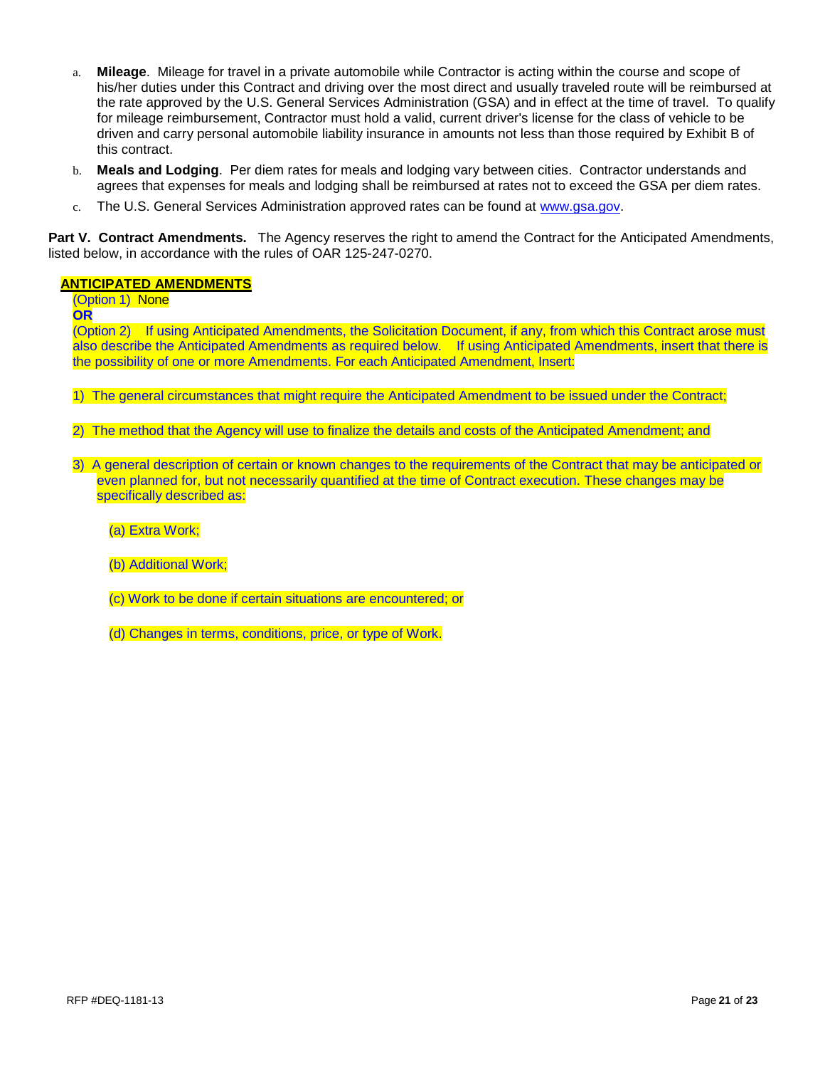a. **Mileage**. Mileage for travel in a private automobile while Contractor is acting within the course and scope of his/her duties under this Contract and driving over the most direct and usually traveled route will be reimbursed at the rate approved by the U.S. General Services Administration (GSA) and in effect at the time of travel. To qualify for mileage reimbursement, Contractor must hold a valid, current driver's license for the class of vehicle to be driven and carry personal automobile liability insurance in amounts not less than those required by Exhibit B of this contract.

b. **Meals and Lodging**. Per diem rates for meals and lodging vary between cities. Contractor understands and agrees that expenses for meals and lodging shall be reimbursed at rates not to exceed the GSA per diem rates.

c. The U.S. General Services Administration approved rates can be found at www.gsa.gov.

**Part V. Contract Amendments.** The Agency reserves the right to amend the Contract for the Anticipated Amendments, listed below, in accordance with the rules of OAR 125-247-0270.

**ANTICIPATED AMENDMENTS**

(Option 1) None

**OR**

(Option 2) If using Anticipated Amendments, the Solicitation Document, if any, from which this Contract arose must also describe the Anticipated Amendments as required below. If using Anticipated Amendments, insert that there is the possibility of one or more Amendments. For each Anticipated Amendment, Insert:

1) The general circumstances that might require the Anticipated Amendment to be issued under the Contract;

2) The method that the Agency will use to finalize the details and costs of the Anticipated Amendment; and

3) A general description of certain or known changes to the requirements of the Contract that may be anticipated or even planned for, but not necessarily quantified at the time of Contract execution. These changes may be specifically described as:

   (a) Extra Work;

   (b) Additional Work;

   (c) Work to be done if certain situations are encountered; or

   (d) Changes in terms, conditions, price, or type of Work.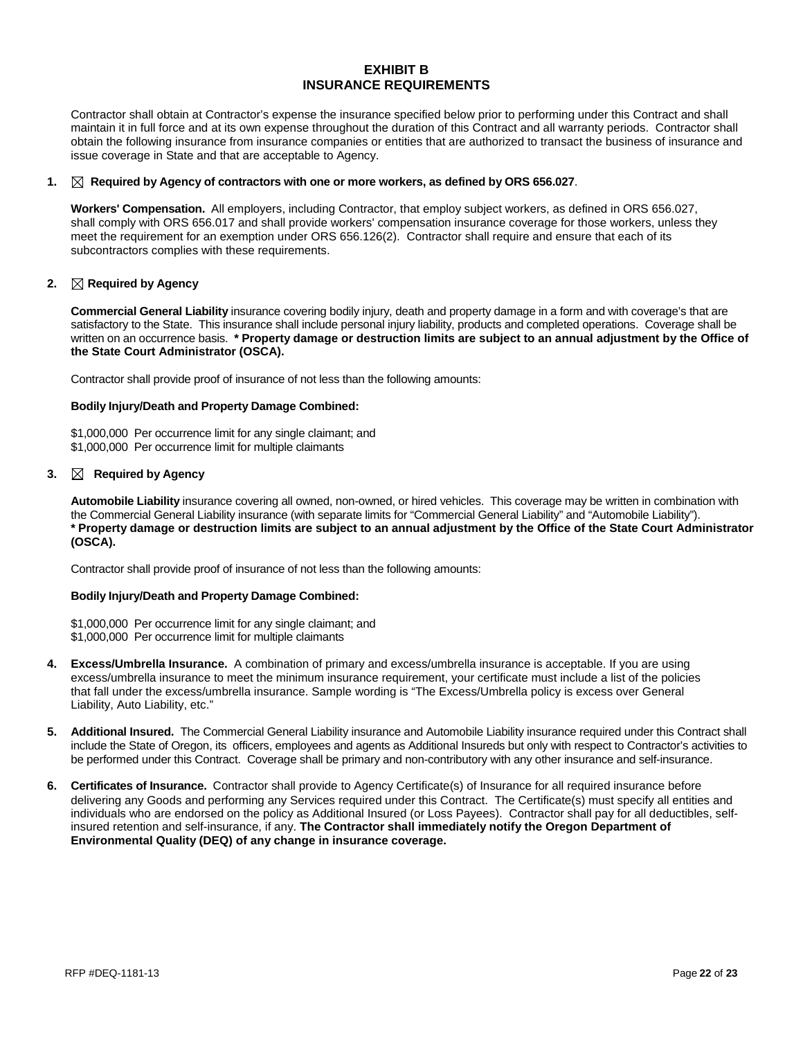# EXHIBIT B
# INSURANCE REQUIREMENTS

Contractor shall obtain at Contractor's expense the insurance specified below prior to performing under this Contract and shall maintain it in full force and at its own expense throughout the duration of this Contract and all warranty periods. Contractor shall obtain the following insurance from insurance companies or entities that are authorized to transact the business of insurance and issue coverage in State and that are acceptable to Agency.

**1. ☒ Required by Agency of contractors with one or more workers, as defined by ORS 656.027.**

**Workers' Compensation.** All employers, including Contractor, that employ subject workers, as defined in ORS 656.027, shall comply with ORS 656.017 and shall provide workers' compensation insurance coverage for those workers, unless they meet the requirement for an exemption under ORS 656.126(2). Contractor shall require and ensure that each of its subcontractors complies with these requirements.

**2. ☒ Required by Agency**

**Commercial General Liability** insurance covering bodily injury, death and property damage in a form and with coverage's that are satisfactory to the State. This insurance shall include personal injury liability, products and completed operations. Coverage shall be written on an occurrence basis. **\* Property damage or destruction limits are subject to an annual adjustment by the Office of the State Court Administrator (OSCA).**

Contractor shall provide proof of insurance of not less than the following amounts:

**Bodily Injury/Death and Property Damage Combined:**

$1,000,000 Per occurrence limit for any single claimant; and
$1,000,000 Per occurrence limit for multiple claimants

**3. ☒ Required by Agency**

**Automobile Liability** insurance covering all owned, non-owned, or hired vehicles. This coverage may be written in combination with the Commercial General Liability insurance (with separate limits for "Commercial General Liability" and "Automobile Liability"). **\* Property damage or destruction limits are subject to an annual adjustment by the Office of the State Court Administrator (OSCA).**

Contractor shall provide proof of insurance of not less than the following amounts:

**Bodily Injury/Death and Property Damage Combined:**

$1,000,000 Per occurrence limit for any single claimant; and
$1,000,000 Per occurrence limit for multiple claimants

**4. Excess/Umbrella Insurance.** A combination of primary and excess/umbrella insurance is acceptable. If you are using excess/umbrella insurance to meet the minimum insurance requirement, your certificate must include a list of the policies that fall under the excess/umbrella insurance. Sample wording is "The Excess/Umbrella policy is excess over General Liability, Auto Liability, etc."

**5. Additional Insured.** The Commercial General Liability insurance and Automobile Liability insurance required under this Contract shall include the State of Oregon, its officers, employees and agents as Additional Insureds but only with respect to Contractor's activities to be performed under this Contract. Coverage shall be primary and non-contributory with any other insurance and self-insurance.

**6. Certificates of Insurance.** Contractor shall provide to Agency Certificate(s) of Insurance for all required insurance before delivering any Goods and performing any Services required under this Contract. The Certificate(s) must specify all entities and individuals who are endorsed on the policy as Additional Insured (or Loss Payees). Contractor shall pay for all deductibles, self-insured retention and self-insurance, if any. **The Contractor shall immediately notify the Oregon Department of Environmental Quality (DEQ) of any change in insurance coverage.**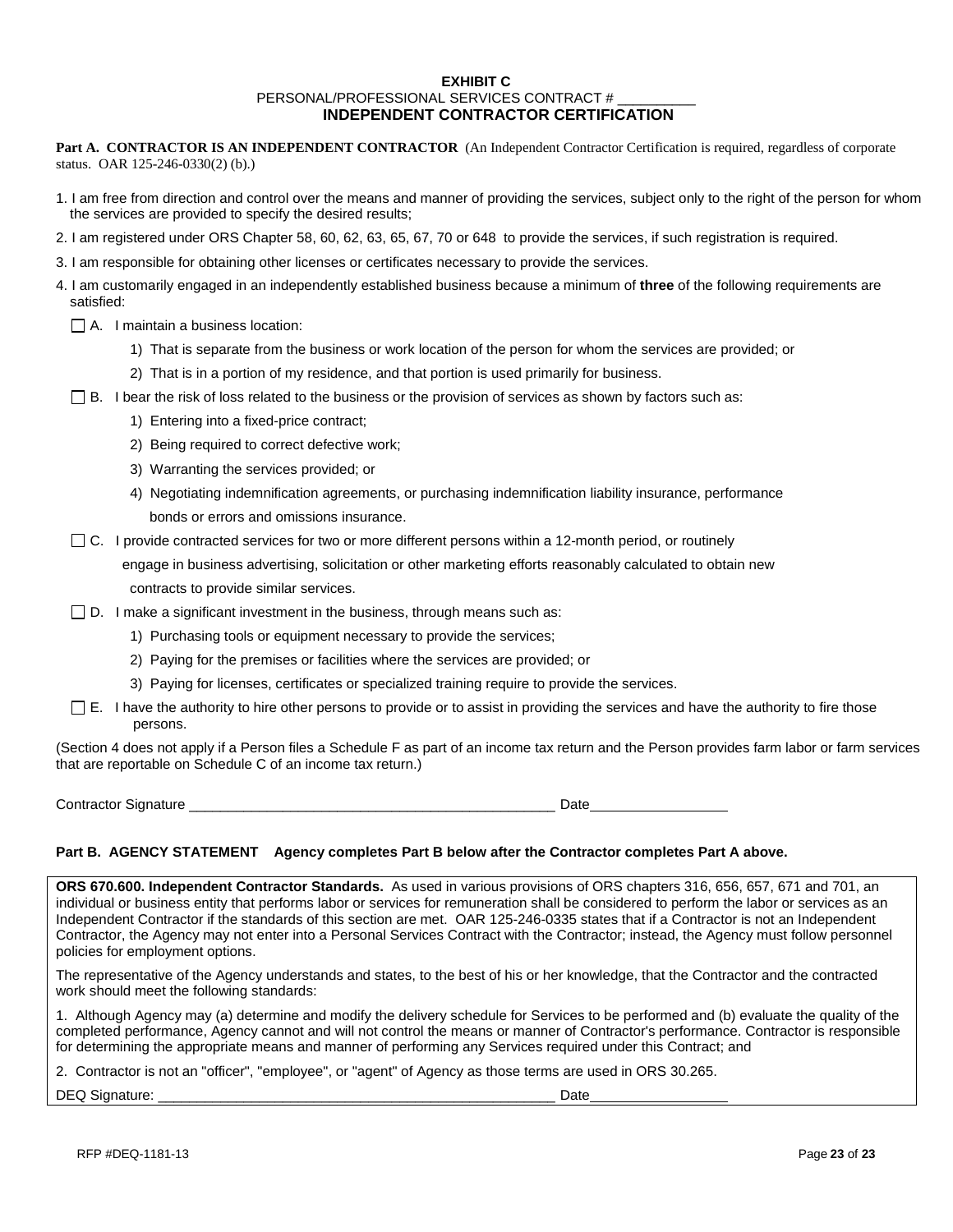**EXHIBIT C**

PERSONAL/PROFESSIONAL SERVICES CONTRACT # __________

**INDEPENDENT CONTRACTOR CERTIFICATION**

**Part A. CONTRACTOR IS AN INDEPENDENT CONTRACTOR** (An Independent Contractor Certification is required, regardless of corporate status. OAR 125-246-0330(2) (b).)

1. I am free from direction and control over the means and manner of providing the services, subject only to the right of the person for whom the services are provided to specify the desired results;
2. I am registered under ORS Chapter 58, 60, 62, 63, 65, 67, 70 or 648 to provide the services, if such registration is required.
3. I am responsible for obtaining other licenses or certificates necessary to provide the services.
4. I am customarily engaged in an independently established business because a minimum of **three** of the following requirements are satisfied:

☐ A. I maintain a business location:

1) That is separate from the business or work location of the person for whom the services are provided; or
2) That is in a portion of my residence, and that portion is used primarily for business.

☐ B. I bear the risk of loss related to the business or the provision of services as shown by factors such as:

1) Entering into a fixed-price contract;
2) Being required to correct defective work;
3) Warranting the services provided; or
4) Negotiating indemnification agreements, or purchasing indemnification liability insurance, performance bonds or errors and omissions insurance.

☐ C. I provide contracted services for two or more different persons within a 12-month period, or routinely engage in business advertising, solicitation or other marketing efforts reasonably calculated to obtain new contracts to provide similar services.

☐ D. I make a significant investment in the business, through means such as:

1) Purchasing tools or equipment necessary to provide the services;
2) Paying for the premises or facilities where the services are provided; or
3) Paying for licenses, certificates or specialized training require to provide the services.

☐ E. I have the authority to hire other persons to provide or to assist in providing the services and have the authority to fire those persons.

(Section 4 does not apply if a Person files a Schedule F as part of an income tax return and the Person provides farm labor or farm services that are reportable on Schedule C of an income tax return.)

Contractor Signature ________________________________________________ Date__________________

**Part B. AGENCY STATEMENT Agency completes Part B below after the Contractor completes Part A above.**

**ORS 670.600. Independent Contractor Standards.** As used in various provisions of ORS chapters 316, 656, 657, 671 and 701, an individual or business entity that performs labor or services for remuneration shall be considered to perform the labor or services as an Independent Contractor if the standards of this section are met. OAR 125-246-0335 states that if a Contractor is not an Independent Contractor, the Agency may not enter into a Personal Services Contract with the Contractor; instead, the Agency must follow personnel policies for employment options.

The representative of the Agency understands and states, to the best of his or her knowledge, that the Contractor and the contracted work should meet the following standards:

1. Although Agency may (a) determine and modify the delivery schedule for Services to be performed and (b) evaluate the quality of the completed performance, Agency cannot and will not control the means or manner of Contractor's performance. Contractor is responsible for determining the appropriate means and manner of performing any Services required under this Contract; and

2. Contractor is not an "officer", "employee", or "agent" of Agency as those terms are used in ORS 30.265.

DEQ Signature: _____________________________________________________ Date__________________

RFP #DEQ-1181-13